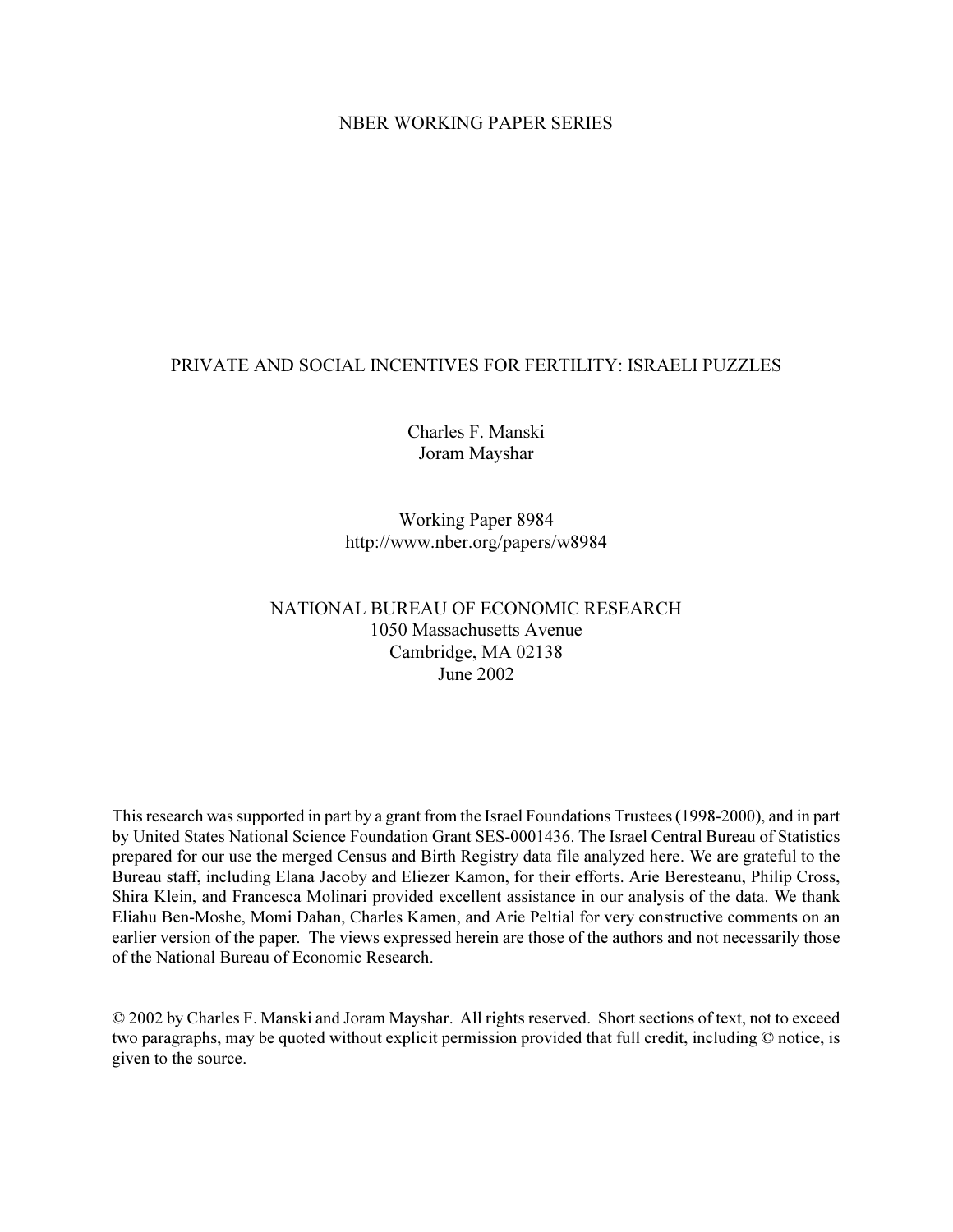NBER WORKING PAPER SERIES

# PRIVATE AND SOCIAL INCENTIVES FOR FERTILITY: ISRAELI PUZZLES

Charles F. Manski  
Joram Mayshar

Working Paper 8984  
http://www.nber.org/papers/w8984

NATIONAL BUREAU OF ECONOMIC RESEARCH  
1050 Massachusetts Avenue  
Cambridge, MA 02138  
June 2002

This research was supported in part by a grant from the Israel Foundations Trustees (1998-2000), and in part by United States National Science Foundation Grant SES-0001436. The Israel Central Bureau of Statistics prepared for our use the merged Census and Birth Registry data file analyzed here. We are grateful to the Bureau staff, including Elana Jacoby and Eliezer Kamon, for their efforts. Arie Beresteanu, Philip Cross, Shira Klein, and Francesca Molinari provided excellent assistance in our analysis of the data. We thank Eliahu Ben-Moshe, Momi Dahan, Charles Kamen, and Arie Peltial for very constructive comments on an earlier version of the paper. The views expressed herein are those of the authors and not necessarily those of the National Bureau of Economic Research.

© 2002 by Charles F. Manski and Joram Mayshar. All rights reserved. Short sections of text, not to exceed two paragraphs, may be quoted without explicit permission provided that full credit, including © notice, is given to the source.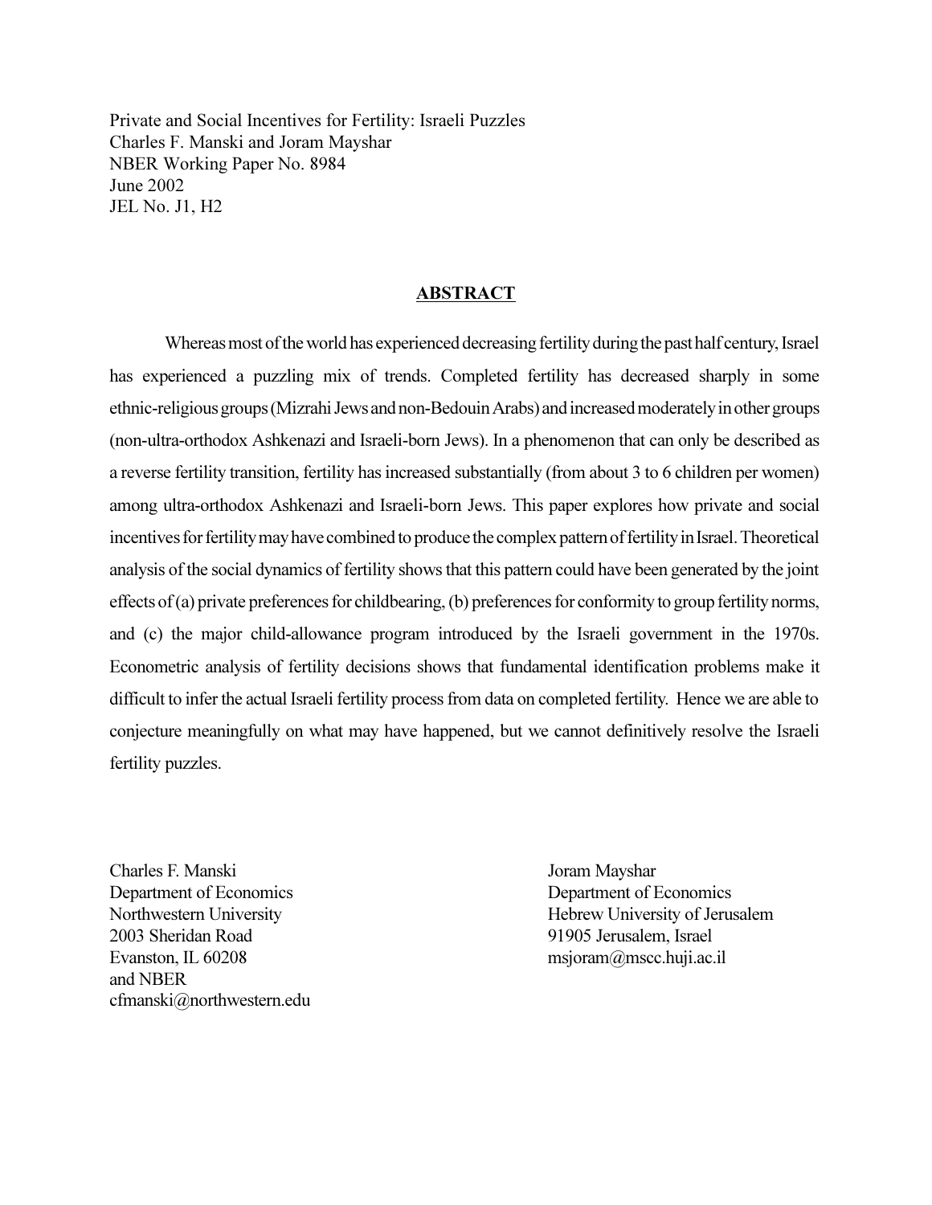Private and Social Incentives for Fertility: Israeli Puzzles
Charles F. Manski and Joram Mayshar
NBER Working Paper No. 8984
June 2002
JEL No. J1, H2

## ABSTRACT

Whereas most of the world has experienced decreasing fertility during the past half century, Israel has experienced a puzzling mix of trends. Completed fertility has decreased sharply in some ethnic-religious groups (Mizrahi Jews and non-Bedouin Arabs) and increased moderately in other groups (non-ultra-orthodox Ashkenazi and Israeli-born Jews). In a phenomenon that can only be described as a reverse fertility transition, fertility has increased substantially (from about 3 to 6 children per women) among ultra-orthodox Ashkenazi and Israeli-born Jews. This paper explores how private and social incentives for fertility may have combined to produce the complex pattern of fertility in Israel. Theoretical analysis of the social dynamics of fertility shows that this pattern could have been generated by the joint effects of (a) private preferences for childbearing, (b) preferences for conformity to group fertility norms, and (c) the major child-allowance program introduced by the Israeli government in the 1970s. Econometric analysis of fertility decisions shows that fundamental identification problems make it difficult to infer the actual Israeli fertility process from data on completed fertility. Hence we are able to conjecture meaningfully on what may have happened, but we cannot definitively resolve the Israeli fertility puzzles.

Charles F. Manski
Department of Economics
Northwestern University
2003 Sheridan Road
Evanston, IL 60208
and NBER
cfmanski@northwestern.edu

Joram Mayshar
Department of Economics
Hebrew University of Jerusalem
91905 Jerusalem, Israel
msjoram@mscc.huji.ac.il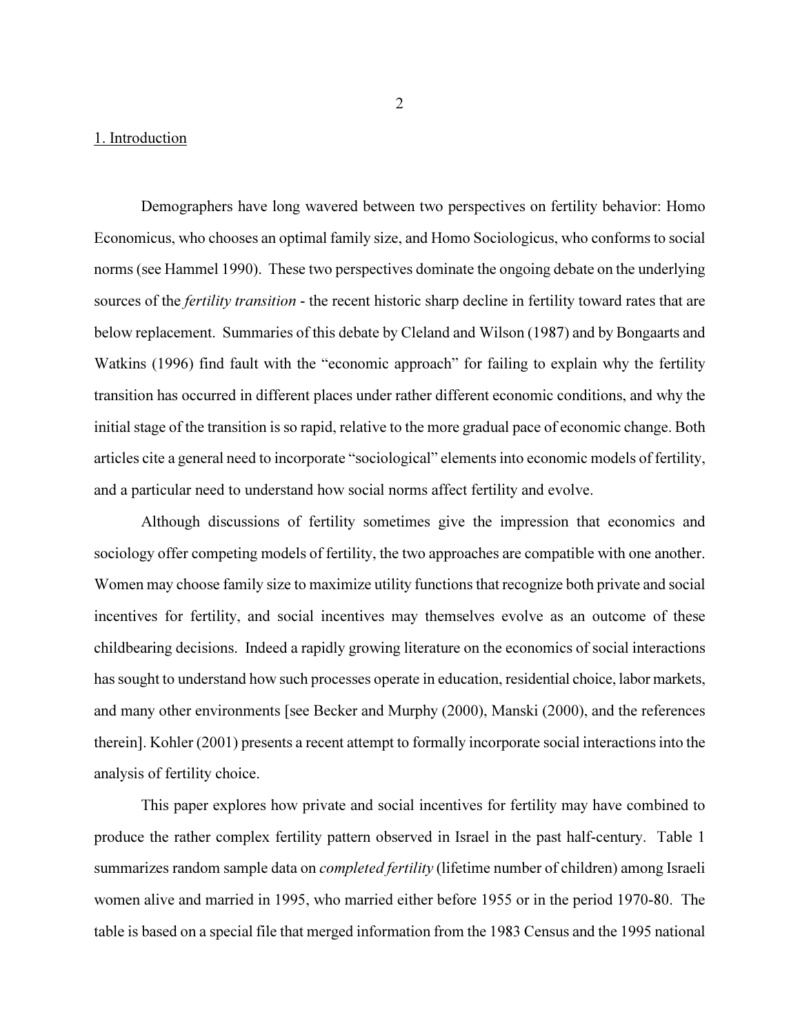## 1. Introduction

Demographers have long wavered between two perspectives on fertility behavior: Homo Economicus, who chooses an optimal family size, and Homo Sociologicus, who conforms to social norms (see Hammel 1990). These two perspectives dominate the ongoing debate on the underlying sources of the *fertility transition* - the recent historic sharp decline in fertility toward rates that are below replacement. Summaries of this debate by Cleland and Wilson (1987) and by Bongaarts and Watkins (1996) find fault with the "economic approach" for failing to explain why the fertility transition has occurred in different places under rather different economic conditions, and why the initial stage of the transition is so rapid, relative to the more gradual pace of economic change. Both articles cite a general need to incorporate "sociological" elements into economic models of fertility, and a particular need to understand how social norms affect fertility and evolve.

Although discussions of fertility sometimes give the impression that economics and sociology offer competing models of fertility, the two approaches are compatible with one another. Women may choose family size to maximize utility functions that recognize both private and social incentives for fertility, and social incentives may themselves evolve as an outcome of these childbearing decisions. Indeed a rapidly growing literature on the economics of social interactions has sought to understand how such processes operate in education, residential choice, labor markets, and many other environments [see Becker and Murphy (2000), Manski (2000), and the references therein]. Kohler (2001) presents a recent attempt to formally incorporate social interactions into the analysis of fertility choice.

This paper explores how private and social incentives for fertility may have combined to produce the rather complex fertility pattern observed in Israel in the past half-century. Table 1 summarizes random sample data on *completed fertility* (lifetime number of children) among Israeli women alive and married in 1995, who married either before 1955 or in the period 1970-80. The table is based on a special file that merged information from the 1983 Census and the 1995 national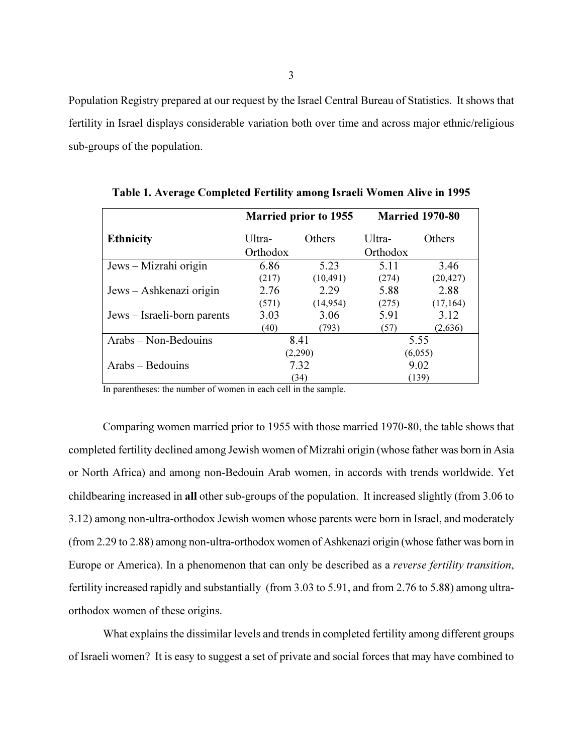Population Registry prepared at our request by the Israel Central Bureau of Statistics. It shows that fertility in Israel displays considerable variation both over time and across major ethnic/religious sub-groups of the population.

**Table 1. Average Completed Fertility among Israeli Women Alive in 1995**

| | Married prior to 1955 | | Married 1970-80 | |
|---|---|---|---|---|
| **Ethnicity** | Ultra-Orthodox | Others | Ultra-Orthodox | Others |
| Jews – Mizrahi origin | 6.86 (217) | 5.23 (10,491) | 5.11 (274) | 3.46 (20,427) |
| Jews – Ashkenazi origin | 2.76 (571) | 2.29 (14,954) | 5.88 (275) | 2.88 (17,164) |
| Jews – Israeli-born parents | 3.03 (40) | 3.06 (793) | 5.91 (57) | 3.12 (2,636) |
| Arabs – Non-Bedouins | 8.41 (2,290) | | 5.55 (6,055) | |
| Arabs – Bedouins | 7.32 (34) | | 9.02 (139) | |

In parentheses: the number of women in each cell in the sample.

Comparing women married prior to 1955 with those married 1970-80, the table shows that completed fertility declined among Jewish women of Mizrahi origin (whose father was born in Asia or North Africa) and among non-Bedouin Arab women, in accords with trends worldwide. Yet childbearing increased in **all** other sub-groups of the population. It increased slightly (from 3.06 to 3.12) among non-ultra-orthodox Jewish women whose parents were born in Israel, and moderately (from 2.29 to 2.88) among non-ultra-orthodox women of Ashkenazi origin (whose father was born in Europe or America). In a phenomenon that can only be described as a *reverse fertility transition*, fertility increased rapidly and substantially (from 3.03 to 5.91, and from 2.76 to 5.88) among ultra-orthodox women of these origins.

What explains the dissimilar levels and trends in completed fertility among different groups of Israeli women? It is easy to suggest a set of private and social forces that may have combined to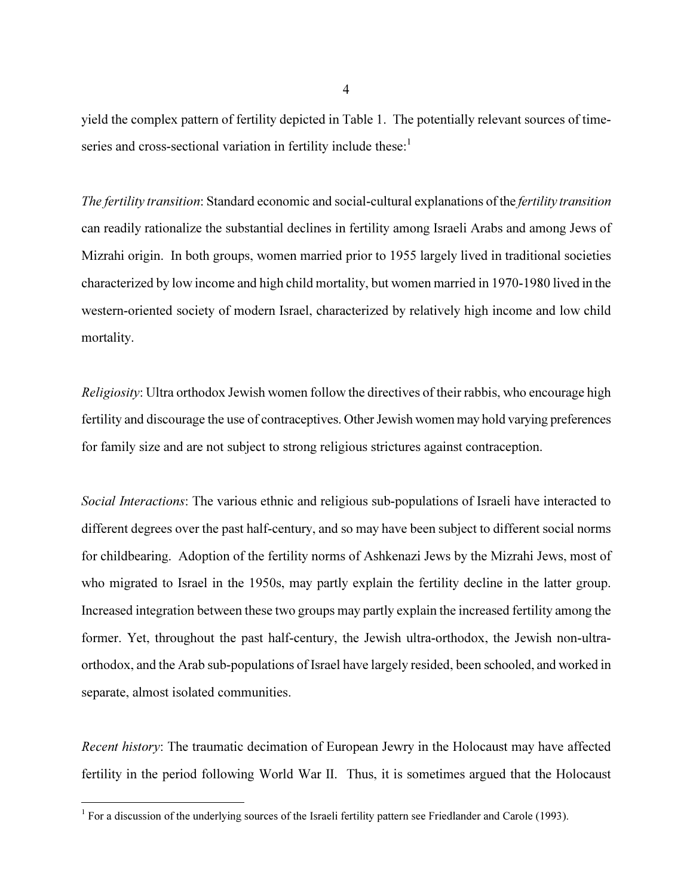yield the complex pattern of fertility depicted in Table 1. The potentially relevant sources of time-series and cross-sectional variation in fertility include these:[1]

*The fertility transition*: Standard economic and social-cultural explanations of the *fertility transition* can readily rationalize the substantial declines in fertility among Israeli Arabs and among Jews of Mizrahi origin. In both groups, women married prior to 1955 largely lived in traditional societies characterized by low income and high child mortality, but women married in 1970-1980 lived in the western-oriented society of modern Israel, characterized by relatively high income and low child mortality.

*Religiosity*: Ultra orthodox Jewish women follow the directives of their rabbis, who encourage high fertility and discourage the use of contraceptives. Other Jewish women may hold varying preferences for family size and are not subject to strong religious strictures against contraception.

*Social Interactions*: The various ethnic and religious sub-populations of Israeli have interacted to different degrees over the past half-century, and so may have been subject to different social norms for childbearing. Adoption of the fertility norms of Ashkenazi Jews by the Mizrahi Jews, most of who migrated to Israel in the 1950s, may partly explain the fertility decline in the latter group. Increased integration between these two groups may partly explain the increased fertility among the former. Yet, throughout the past half-century, the Jewish ultra-orthodox, the Jewish non-ultra-orthodox, and the Arab sub-populations of Israel have largely resided, been schooled, and worked in separate, almost isolated communities.

*Recent history*: The traumatic decimation of European Jewry in the Holocaust may have affected fertility in the period following World War II. Thus, it is sometimes argued that the Holocaust

[1] For a discussion of the underlying sources of the Israeli fertility pattern see Friedlander and Carole (1993).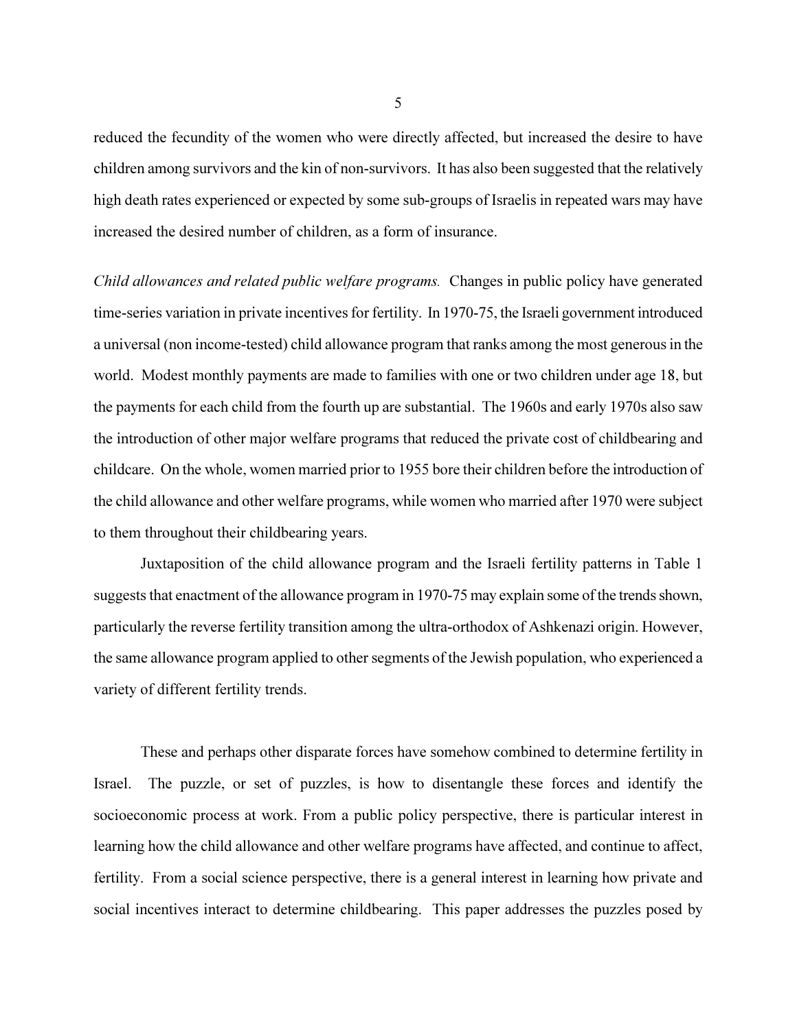reduced the fecundity of the women who were directly affected, but increased the desire to have children among survivors and the kin of non-survivors. It has also been suggested that the relatively high death rates experienced or expected by some sub-groups of Israelis in repeated wars may have increased the desired number of children, as a form of insurance.

*Child allowances and related public welfare programs.* Changes in public policy have generated time-series variation in private incentives for fertility. In 1970-75, the Israeli government introduced a universal (non income-tested) child allowance program that ranks among the most generous in the world. Modest monthly payments are made to families with one or two children under age 18, but the payments for each child from the fourth up are substantial. The 1960s and early 1970s also saw the introduction of other major welfare programs that reduced the private cost of childbearing and childcare. On the whole, women married prior to 1955 bore their children before the introduction of the child allowance and other welfare programs, while women who married after 1970 were subject to them throughout their childbearing years.

Juxtaposition of the child allowance program and the Israeli fertility patterns in Table 1 suggests that enactment of the allowance program in 1970-75 may explain some of the trends shown, particularly the reverse fertility transition among the ultra-orthodox of Ashkenazi origin. However, the same allowance program applied to other segments of the Jewish population, who experienced a variety of different fertility trends.

These and perhaps other disparate forces have somehow combined to determine fertility in Israel. The puzzle, or set of puzzles, is how to disentangle these forces and identify the socioeconomic process at work. From a public policy perspective, there is particular interest in learning how the child allowance and other welfare programs have affected, and continue to affect, fertility. From a social science perspective, there is a general interest in learning how private and social incentives interact to determine childbearing. This paper addresses the puzzles posed by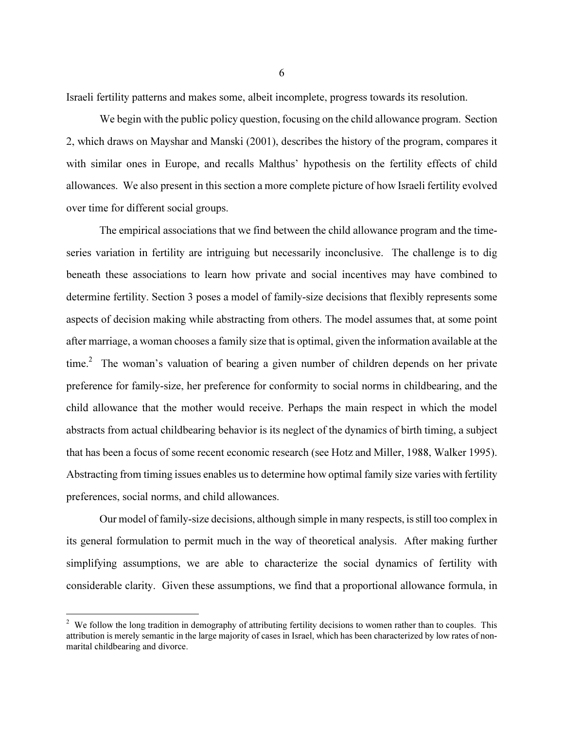Israeli fertility patterns and makes some, albeit incomplete, progress towards its resolution.

We begin with the public policy question, focusing on the child allowance program. Section 2, which draws on Mayshar and Manski (2001), describes the history of the program, compares it with similar ones in Europe, and recalls Malthus' hypothesis on the fertility effects of child allowances. We also present in this section a more complete picture of how Israeli fertility evolved over time for different social groups.

The empirical associations that we find between the child allowance program and the time-series variation in fertility are intriguing but necessarily inconclusive. The challenge is to dig beneath these associations to learn how private and social incentives may have combined to determine fertility. Section 3 poses a model of family-size decisions that flexibly represents some aspects of decision making while abstracting from others. The model assumes that, at some point after marriage, a woman chooses a family size that is optimal, given the information available at the time.[2] The woman's valuation of bearing a given number of children depends on her private preference for family-size, her preference for conformity to social norms in childbearing, and the child allowance that the mother would receive. Perhaps the main respect in which the model abstracts from actual childbearing behavior is its neglect of the dynamics of birth timing, a subject that has been a focus of some recent economic research (see Hotz and Miller, 1988, Walker 1995). Abstracting from timing issues enables us to determine how optimal family size varies with fertility preferences, social norms, and child allowances.

Our model of family-size decisions, although simple in many respects, is still too complex in its general formulation to permit much in the way of theoretical analysis. After making further simplifying assumptions, we are able to characterize the social dynamics of fertility with considerable clarity. Given these assumptions, we find that a proportional allowance formula, in

---

[2] We follow the long tradition in demography of attributing fertility decisions to women rather than to couples. This attribution is merely semantic in the large majority of cases in Israel, which has been characterized by low rates of non-marital childbearing and divorce.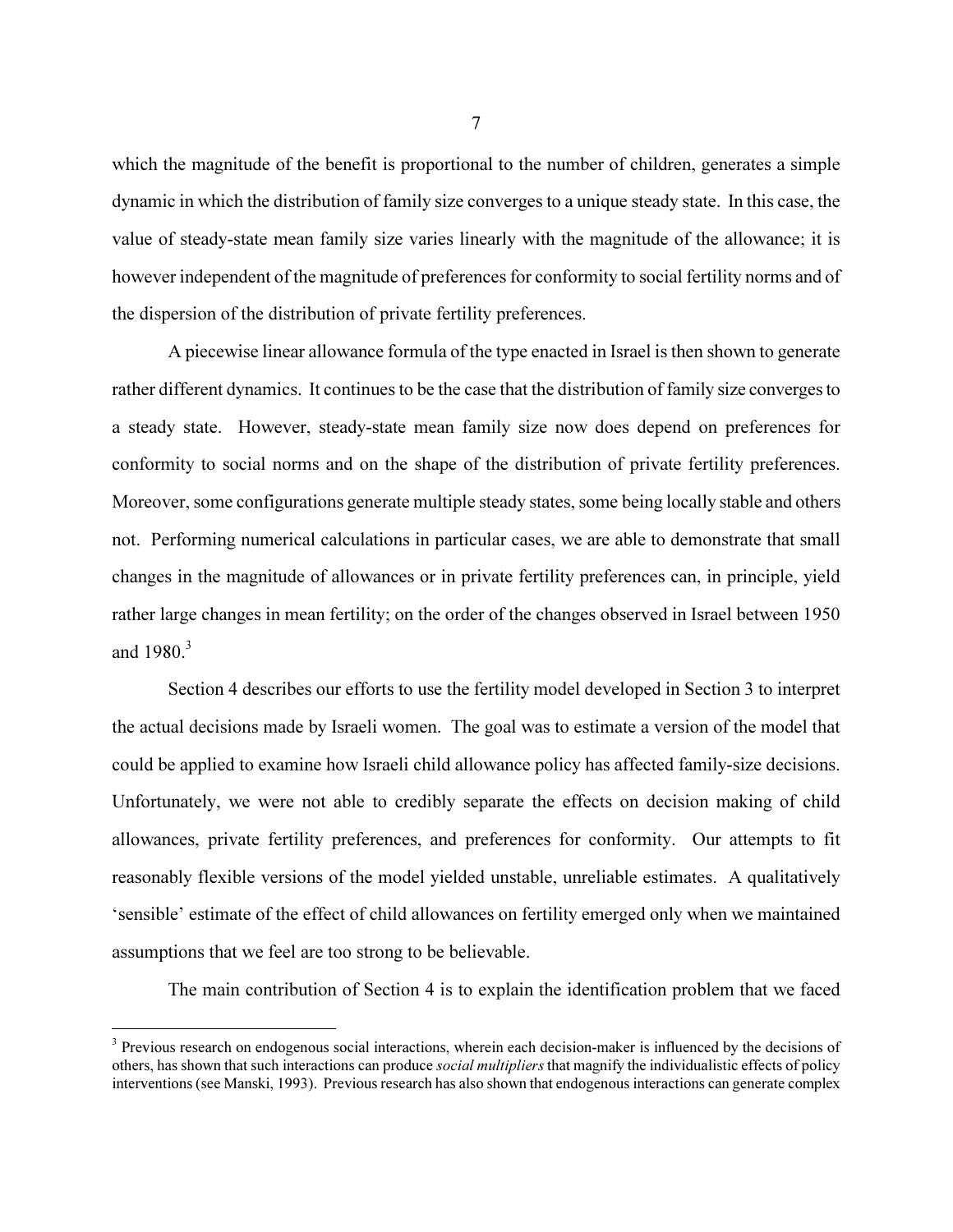which the magnitude of the benefit is proportional to the number of children, generates a simple dynamic in which the distribution of family size converges to a unique steady state. In this case, the value of steady-state mean family size varies linearly with the magnitude of the allowance; it is however independent of the magnitude of preferences for conformity to social fertility norms and of the dispersion of the distribution of private fertility preferences.

A piecewise linear allowance formula of the type enacted in Israel is then shown to generate rather different dynamics. It continues to be the case that the distribution of family size converges to a steady state. However, steady-state mean family size now does depend on preferences for conformity to social norms and on the shape of the distribution of private fertility preferences. Moreover, some configurations generate multiple steady states, some being locally stable and others not. Performing numerical calculations in particular cases, we are able to demonstrate that small changes in the magnitude of allowances or in private fertility preferences can, in principle, yield rather large changes in mean fertility; on the order of the changes observed in Israel between 1950 and 1980.[3]

Section 4 describes our efforts to use the fertility model developed in Section 3 to interpret the actual decisions made by Israeli women. The goal was to estimate a version of the model that could be applied to examine how Israeli child allowance policy has affected family-size decisions. Unfortunately, we were not able to credibly separate the effects on decision making of child allowances, private fertility preferences, and preferences for conformity. Our attempts to fit reasonably flexible versions of the model yielded unstable, unreliable estimates. A qualitatively 'sensible' estimate of the effect of child allowances on fertility emerged only when we maintained assumptions that we feel are too strong to be believable.

The main contribution of Section 4 is to explain the identification problem that we faced

---

[3] Previous research on endogenous social interactions, wherein each decision-maker is influenced by the decisions of others, has shown that such interactions can produce *social multipliers* that magnify the individualistic effects of policy interventions (see Manski, 1993). Previous research has also shown that endogenous interactions can generate complex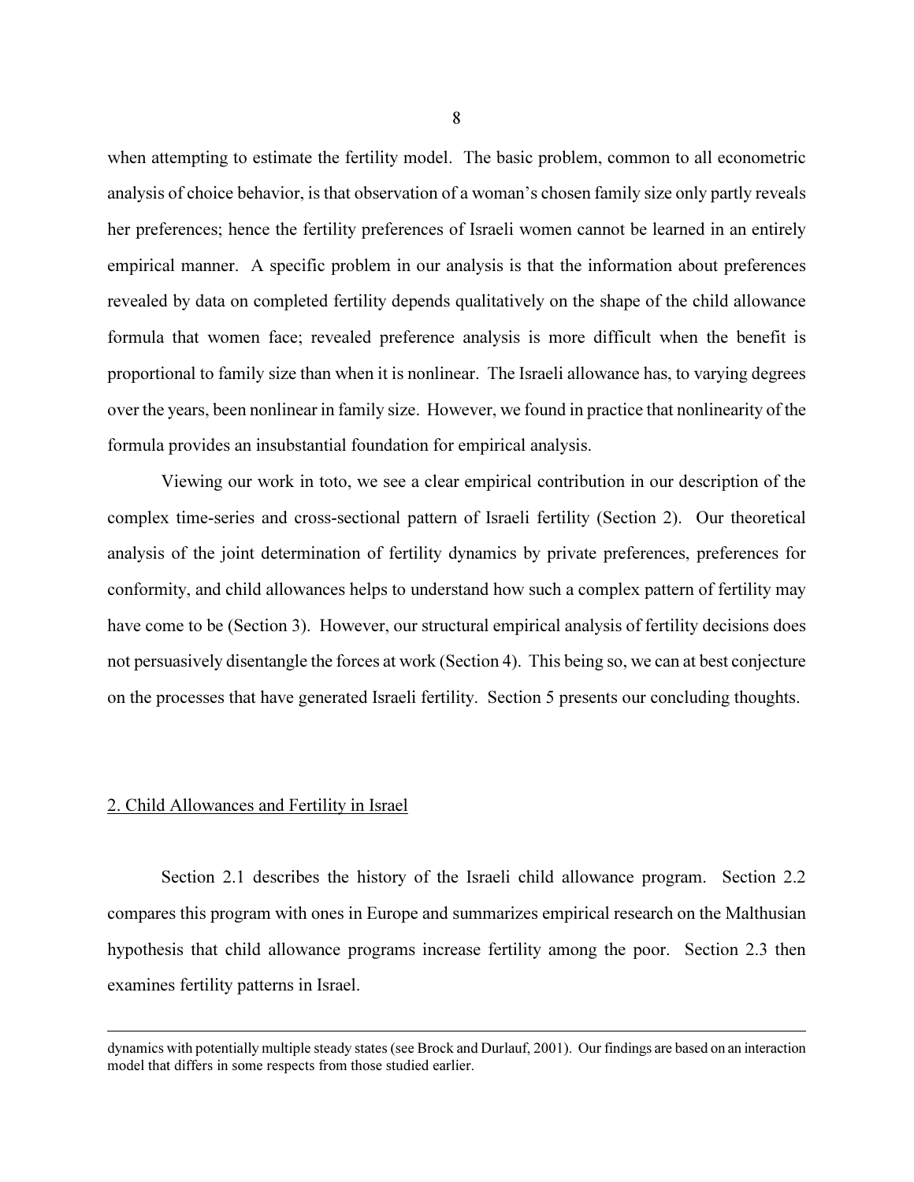when attempting to estimate the fertility model. The basic problem, common to all econometric analysis of choice behavior, is that observation of a woman's chosen family size only partly reveals her preferences; hence the fertility preferences of Israeli women cannot be learned in an entirely empirical manner. A specific problem in our analysis is that the information about preferences revealed by data on completed fertility depends qualitatively on the shape of the child allowance formula that women face; revealed preference analysis is more difficult when the benefit is proportional to family size than when it is nonlinear. The Israeli allowance has, to varying degrees over the years, been nonlinear in family size. However, we found in practice that nonlinearity of the formula provides an insubstantial foundation for empirical analysis.

Viewing our work in toto, we see a clear empirical contribution in our description of the complex time-series and cross-sectional pattern of Israeli fertility (Section 2). Our theoretical analysis of the joint determination of fertility dynamics by private preferences, preferences for conformity, and child allowances helps to understand how such a complex pattern of fertility may have come to be (Section 3). However, our structural empirical analysis of fertility decisions does not persuasively disentangle the forces at work (Section 4). This being so, we can at best conjecture on the processes that have generated Israeli fertility. Section 5 presents our concluding thoughts.

## 2. Child Allowances and Fertility in Israel

Section 2.1 describes the history of the Israeli child allowance program. Section 2.2 compares this program with ones in Europe and summarizes empirical research on the Malthusian hypothesis that child allowance programs increase fertility among the poor. Section 2.3 then examines fertility patterns in Israel.

---

dynamics with potentially multiple steady states (see Brock and Durlauf, 2001). Our findings are based on an interaction model that differs in some respects from those studied earlier.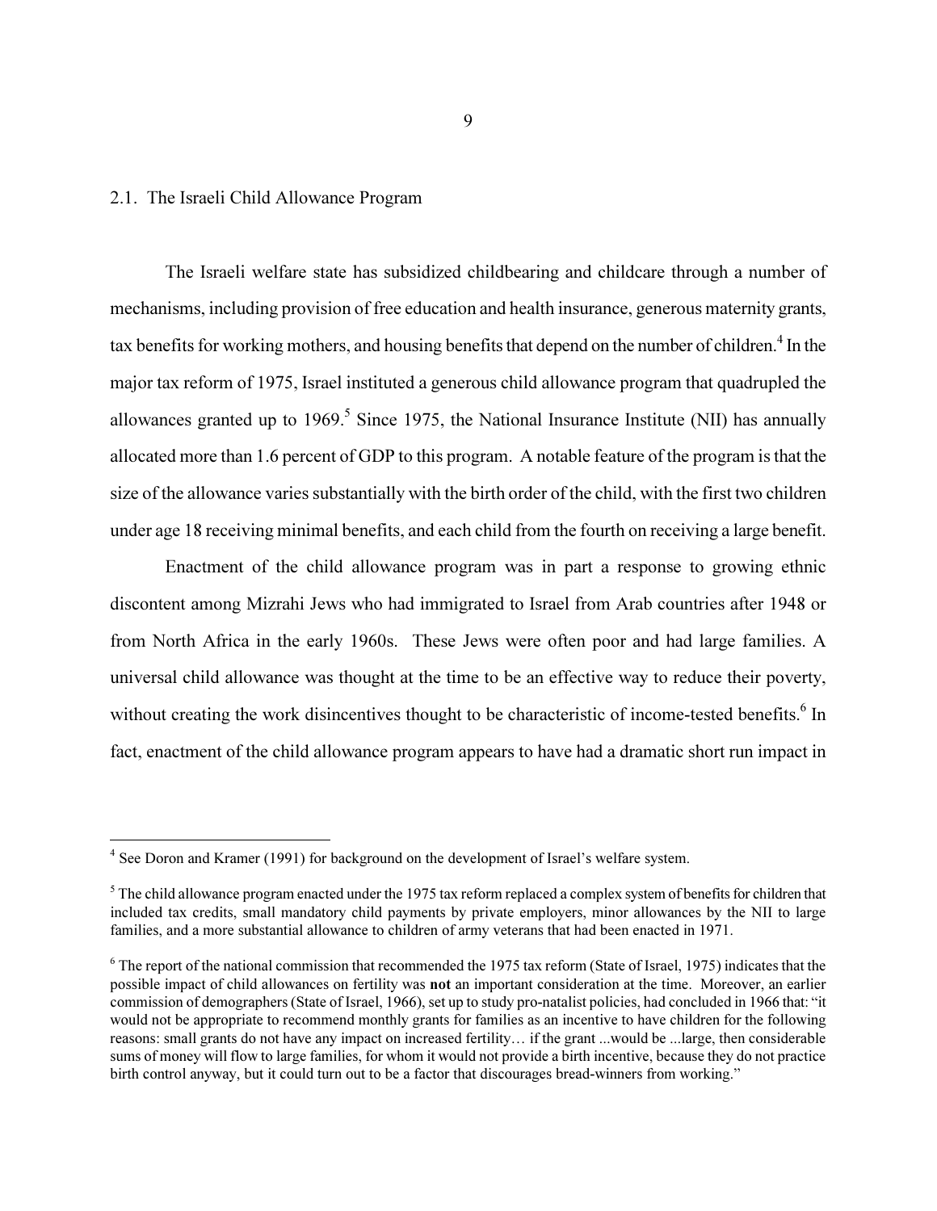## 2.1. The Israeli Child Allowance Program

The Israeli welfare state has subsidized childbearing and childcare through a number of mechanisms, including provision of free education and health insurance, generous maternity grants, tax benefits for working mothers, and housing benefits that depend on the number of children.[4] In the major tax reform of 1975, Israel instituted a generous child allowance program that quadrupled the allowances granted up to 1969.[5] Since 1975, the National Insurance Institute (NII) has annually allocated more than 1.6 percent of GDP to this program. A notable feature of the program is that the size of the allowance varies substantially with the birth order of the child, with the first two children under age 18 receiving minimal benefits, and each child from the fourth on receiving a large benefit.

Enactment of the child allowance program was in part a response to growing ethnic discontent among Mizrahi Jews who had immigrated to Israel from Arab countries after 1948 or from North Africa in the early 1960s. These Jews were often poor and had large families. A universal child allowance was thought at the time to be an effective way to reduce their poverty, without creating the work disincentives thought to be characteristic of income-tested benefits.[6] In fact, enactment of the child allowance program appears to have had a dramatic short run impact in

---

[4] See Doron and Kramer (1991) for background on the development of Israel's welfare system.

[5] The child allowance program enacted under the 1975 tax reform replaced a complex system of benefits for children that included tax credits, small mandatory child payments by private employers, minor allowances by the NII to large families, and a more substantial allowance to children of army veterans that had been enacted in 1971.

[6] The report of the national commission that recommended the 1975 tax reform (State of Israel, 1975) indicates that the possible impact of child allowances on fertility was **not** an important consideration at the time. Moreover, an earlier commission of demographers (State of Israel, 1966), set up to study pro-natalist policies, had concluded in 1966 that: "it would not be appropriate to recommend monthly grants for families as an incentive to have children for the following reasons: small grants do not have any impact on increased fertility… if the grant ...would be ...large, then considerable sums of money will flow to large families, for whom it would not provide a birth incentive, because they do not practice birth control anyway, but it could turn out to be a factor that discourages bread-winners from working."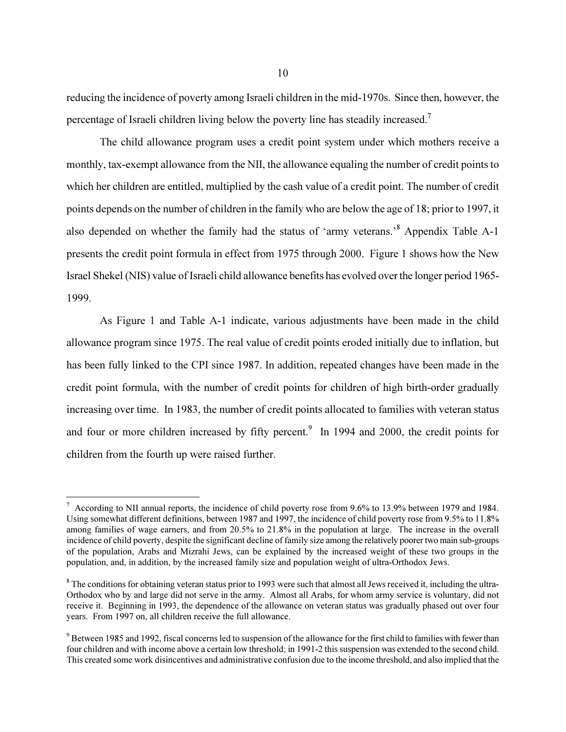reducing the incidence of poverty among Israeli children in the mid-1970s. Since then, however, the percentage of Israeli children living below the poverty line has steadily increased.[7]

The child allowance program uses a credit point system under which mothers receive a monthly, tax-exempt allowance from the NII, the allowance equaling the number of credit points to which her children are entitled, multiplied by the cash value of a credit point. The number of credit points depends on the number of children in the family who are below the age of 18; prior to 1997, it also depended on whether the family had the status of 'army veterans.'[8] Appendix Table A-1 presents the credit point formula in effect from 1975 through 2000. Figure 1 shows how the New Israel Shekel (NIS) value of Israeli child allowance benefits has evolved over the longer period 1965-1999.

As Figure 1 and Table A-1 indicate, various adjustments have been made in the child allowance program since 1975. The real value of credit points eroded initially due to inflation, but has been fully linked to the CPI since 1987. In addition, repeated changes have been made in the credit point formula, with the number of credit points for children of high birth-order gradually increasing over time. In 1983, the number of credit points allocated to families with veteran status and four or more children increased by fifty percent.[9] In 1994 and 2000, the credit points for children from the fourth up were raised further.

---

[7] According to NII annual reports, the incidence of child poverty rose from 9.6% to 13.9% between 1979 and 1984. Using somewhat different definitions, between 1987 and 1997, the incidence of child poverty rose from 9.5% to 11.8% among families of wage earners, and from 20.5% to 21.8% in the population at large. The increase in the overall incidence of child poverty, despite the significant decline of family size among the relatively poorer two main sub-groups of the population, Arabs and Mizrahi Jews, can be explained by the increased weight of these two groups in the population, and, in addition, by the increased family size and population weight of ultra-Orthodox Jews.

[8] The conditions for obtaining veteran status prior to 1993 were such that almost all Jews received it, including the ultra-Orthodox who by and large did not serve in the army. Almost all Arabs, for whom army service is voluntary, did not receive it. Beginning in 1993, the dependence of the allowance on veteran status was gradually phased out over four years. From 1997 on, all children receive the full allowance.

[9] Between 1985 and 1992, fiscal concerns led to suspension of the allowance for the first child to families with fewer than four children and with income above a certain low threshold; in 1991-2 this suspension was extended to the second child. This created some work disincentives and administrative confusion due to the income threshold, and also implied that the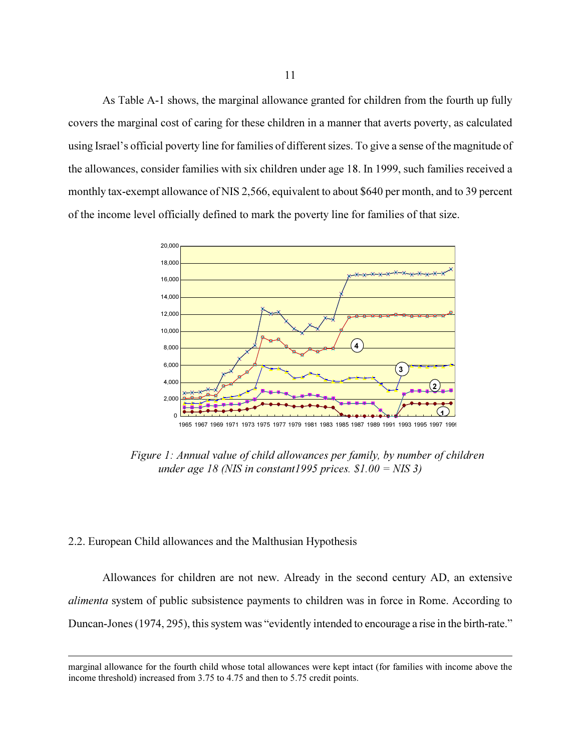As Table A-1 shows, the marginal allowance granted for children from the fourth up fully covers the marginal cost of caring for these children in a manner that averts poverty, as calculated using Israel's official poverty line for families of different sizes. To give a sense of the magnitude of the allowances, consider families with six children under age 18. In 1999, such families received a monthly tax-exempt allowance of NIS 2,566, equivalent to about $640 per month, and to 39 percent of the income level officially defined to mark the poverty line for families of that size.

*Figure 1: Annual value of child allowances per family, by number of children under age 18 (NIS in constant1995 prices. $1.00 = NIS 3)*

## 2.2. European Child allowances and the Malthusian Hypothesis

Allowances for children are not new. Already in the second century AD, an extensive *alimenta* system of public subsistence payments to children was in force in Rome. According to Duncan-Jones (1974, 295), this system was "evidently intended to encourage a rise in the birth-rate."

---

marginal allowance for the fourth child whose total allowances were kept intact (for families with income above the income threshold) increased from 3.75 to 4.75 and then to 5.75 credit points.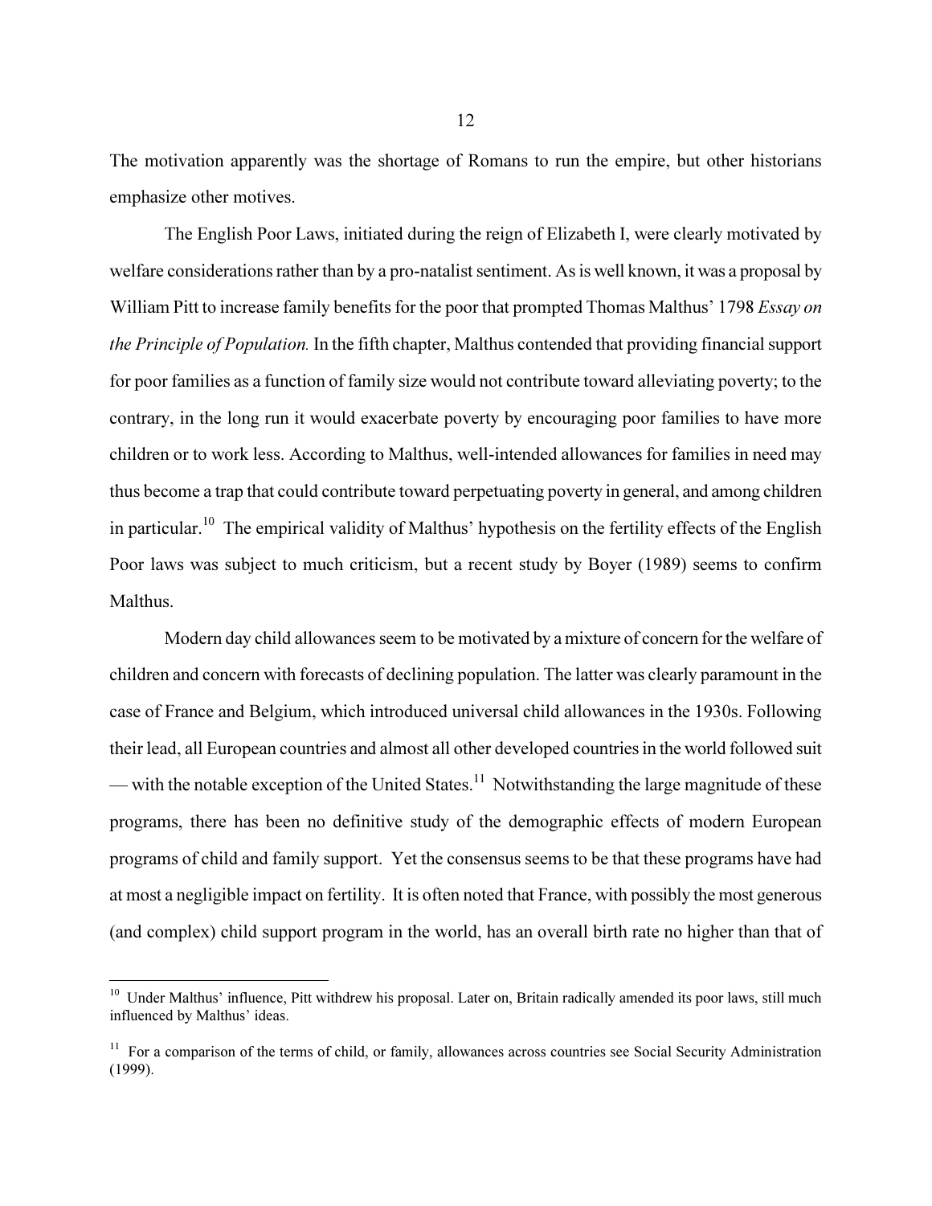The motivation apparently was the shortage of Romans to run the empire, but other historians emphasize other motives.

The English Poor Laws, initiated during the reign of Elizabeth I, were clearly motivated by welfare considerations rather than by a pro-natalist sentiment. As is well known, it was a proposal by William Pitt to increase family benefits for the poor that prompted Thomas Malthus' 1798 *Essay on the Principle of Population.* In the fifth chapter, Malthus contended that providing financial support for poor families as a function of family size would not contribute toward alleviating poverty; to the contrary, in the long run it would exacerbate poverty by encouraging poor families to have more children or to work less. According to Malthus, well-intended allowances for families in need may thus become a trap that could contribute toward perpetuating poverty in general, and among children in particular.[10] The empirical validity of Malthus' hypothesis on the fertility effects of the English Poor laws was subject to much criticism, but a recent study by Boyer (1989) seems to confirm Malthus.

Modern day child allowances seem to be motivated by a mixture of concern for the welfare of children and concern with forecasts of declining population. The latter was clearly paramount in the case of France and Belgium, which introduced universal child allowances in the 1930s. Following their lead, all European countries and almost all other developed countries in the world followed suit — with the notable exception of the United States.[11] Notwithstanding the large magnitude of these programs, there has been no definitive study of the demographic effects of modern European programs of child and family support. Yet the consensus seems to be that these programs have had at most a negligible impact on fertility. It is often noted that France, with possibly the most generous (and complex) child support program in the world, has an overall birth rate no higher than that of

---

[10] Under Malthus' influence, Pitt withdrew his proposal. Later on, Britain radically amended its poor laws, still much influenced by Malthus' ideas.

[11] For a comparison of the terms of child, or family, allowances across countries see Social Security Administration (1999).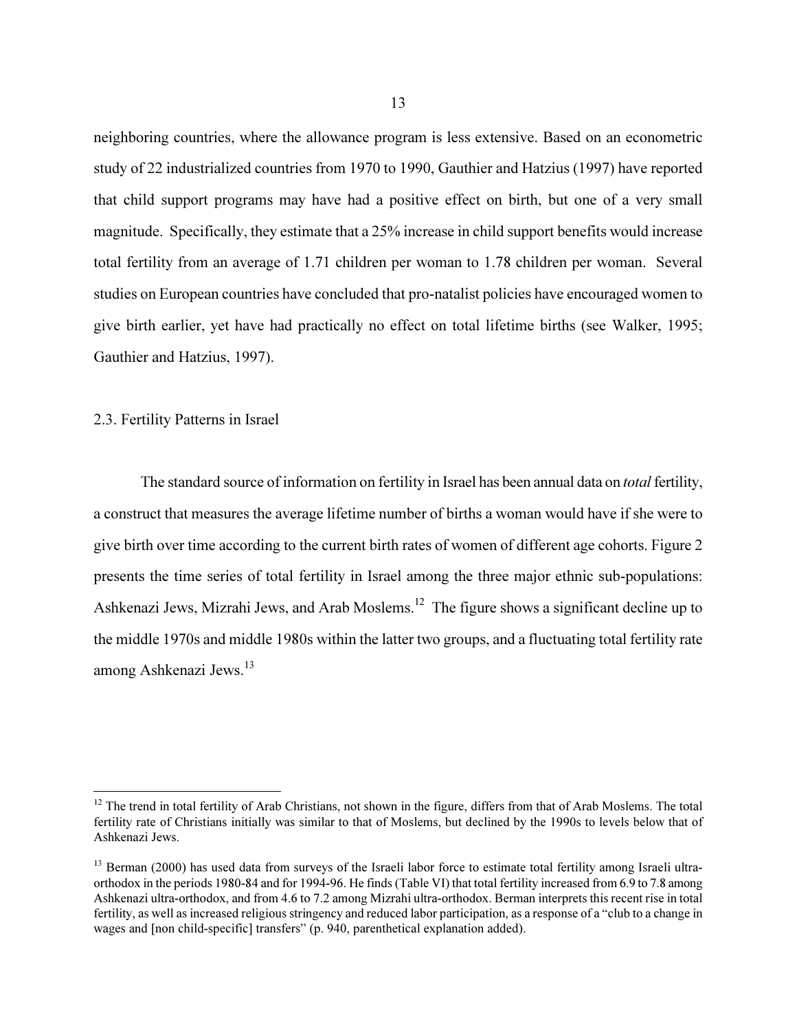neighboring countries, where the allowance program is less extensive. Based on an econometric study of 22 industrialized countries from 1970 to 1990, Gauthier and Hatzius (1997) have reported that child support programs may have had a positive effect on birth, but one of a very small magnitude. Specifically, they estimate that a 25% increase in child support benefits would increase total fertility from an average of 1.71 children per woman to 1.78 children per woman. Several studies on European countries have concluded that pro-natalist policies have encouraged women to give birth earlier, yet have had practically no effect on total lifetime births (see Walker, 1995; Gauthier and Hatzius, 1997).

### 2.3. Fertility Patterns in Israel

The standard source of information on fertility in Israel has been annual data on *total* fertility, a construct that measures the average lifetime number of births a woman would have if she were to give birth over time according to the current birth rates of women of different age cohorts. Figure 2 presents the time series of total fertility in Israel among the three major ethnic sub-populations: Ashkenazi Jews, Mizrahi Jews, and Arab Moslems.[12] The figure shows a significant decline up to the middle 1970s and middle 1980s within the latter two groups, and a fluctuating total fertility rate among Ashkenazi Jews.[13]

---

[12] The trend in total fertility of Arab Christians, not shown in the figure, differs from that of Arab Moslems. The total fertility rate of Christians initially was similar to that of Moslems, but declined by the 1990s to levels below that of Ashkenazi Jews.

[13] Berman (2000) has used data from surveys of the Israeli labor force to estimate total fertility among Israeli ultra-orthodox in the periods 1980-84 and for 1994-96. He finds (Table VI) that total fertility increased from 6.9 to 7.8 among Ashkenazi ultra-orthodox, and from 4.6 to 7.2 among Mizrahi ultra-orthodox. Berman interprets this recent rise in total fertility, as well as increased religious stringency and reduced labor participation, as a response of a "club to a change in wages and [non child-specific] transfers" (p. 940, parenthetical explanation added).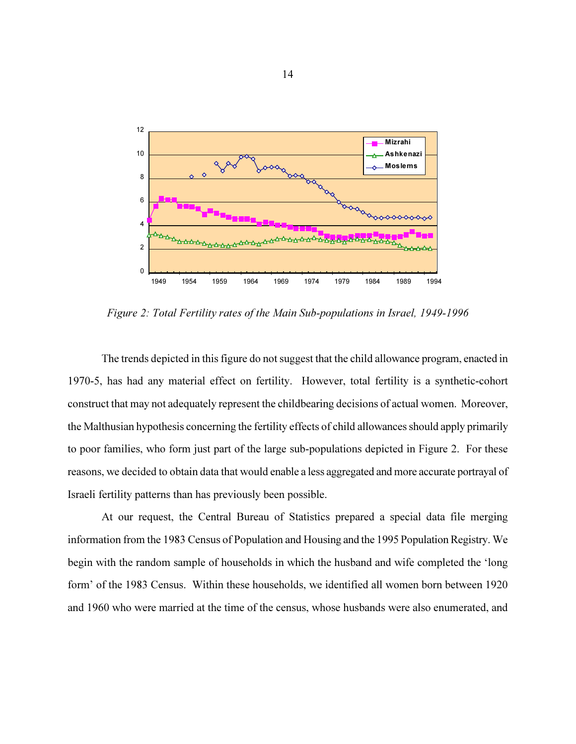*Figure 2: Total Fertility rates of the Main Sub-populations in Israel, 1949-1996*

The trends depicted in this figure do not suggest that the child allowance program, enacted in 1970-5, has had any material effect on fertility. However, total fertility is a synthetic-cohort construct that may not adequately represent the childbearing decisions of actual women. Moreover, the Malthusian hypothesis concerning the fertility effects of child allowances should apply primarily to poor families, who form just part of the large sub-populations depicted in Figure 2. For these reasons, we decided to obtain data that would enable a less aggregated and more accurate portrayal of Israeli fertility patterns than has previously been possible.

At our request, the Central Bureau of Statistics prepared a special data file merging information from the 1983 Census of Population and Housing and the 1995 Population Registry. We begin with the random sample of households in which the husband and wife completed the 'long form' of the 1983 Census. Within these households, we identified all women born between 1920 and 1960 who were married at the time of the census, whose husbands were also enumerated, and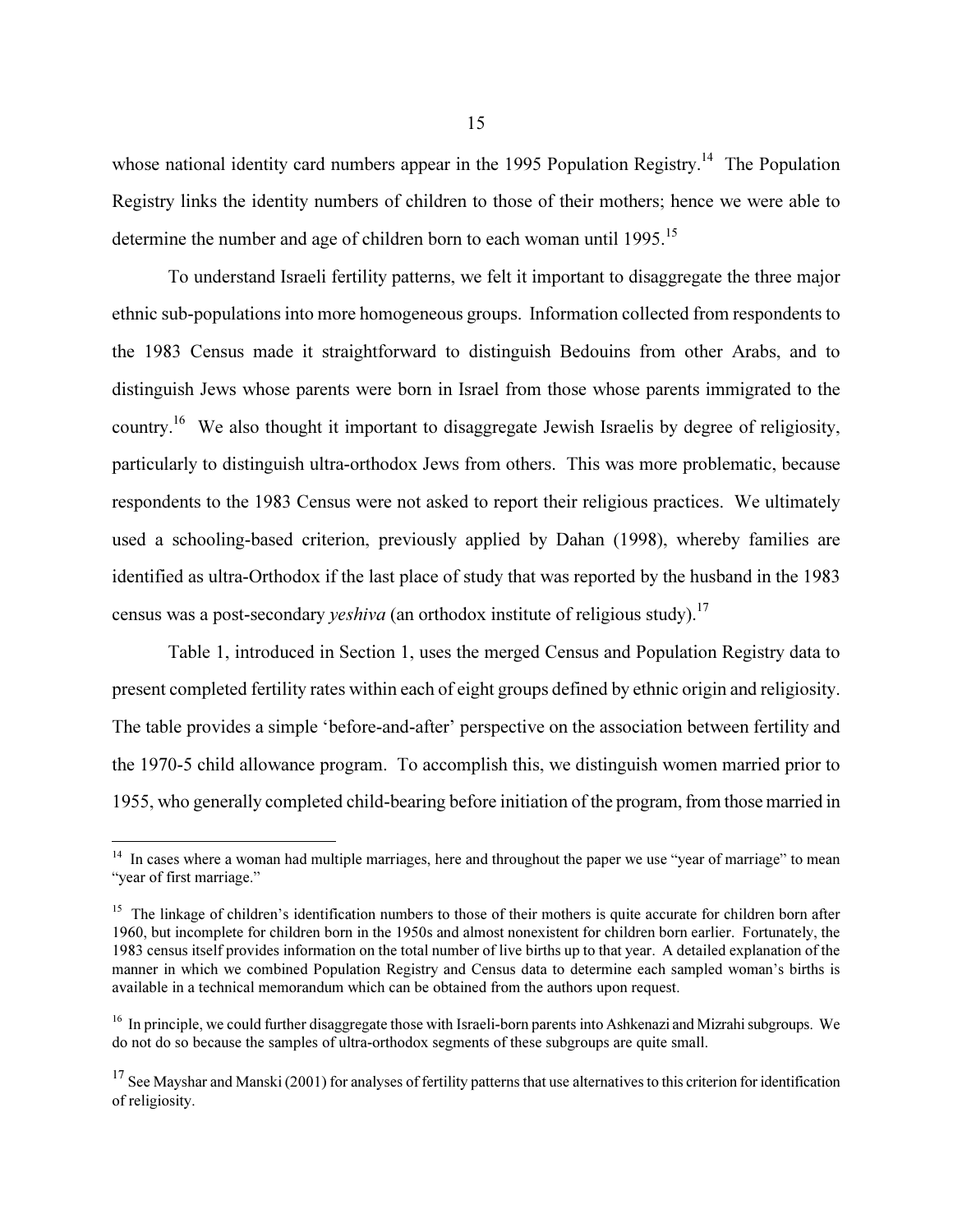whose national identity card numbers appear in the 1995 Population Registry.[14] The Population Registry links the identity numbers of children to those of their mothers; hence we were able to determine the number and age of children born to each woman until 1995.[15]

To understand Israeli fertility patterns, we felt it important to disaggregate the three major ethnic sub-populations into more homogeneous groups. Information collected from respondents to the 1983 Census made it straightforward to distinguish Bedouins from other Arabs, and to distinguish Jews whose parents were born in Israel from those whose parents immigrated to the country.[16] We also thought it important to disaggregate Jewish Israelis by degree of religiosity, particularly to distinguish ultra-orthodox Jews from others. This was more problematic, because respondents to the 1983 Census were not asked to report their religious practices. We ultimately used a schooling-based criterion, previously applied by Dahan (1998), whereby families are identified as ultra-Orthodox if the last place of study that was reported by the husband in the 1983 census was a post-secondary *yeshiva* (an orthodox institute of religious study).[17]

Table 1, introduced in Section 1, uses the merged Census and Population Registry data to present completed fertility rates within each of eight groups defined by ethnic origin and religiosity. The table provides a simple 'before-and-after' perspective on the association between fertility and the 1970-5 child allowance program. To accomplish this, we distinguish women married prior to 1955, who generally completed child-bearing before initiation of the program, from those married in

---

[14] In cases where a woman had multiple marriages, here and throughout the paper we use "year of marriage" to mean "year of first marriage."

[15] The linkage of children's identification numbers to those of their mothers is quite accurate for children born after 1960, but incomplete for children born in the 1950s and almost nonexistent for children born earlier. Fortunately, the 1983 census itself provides information on the total number of live births up to that year. A detailed explanation of the manner in which we combined Population Registry and Census data to determine each sampled woman's births is available in a technical memorandum which can be obtained from the authors upon request.

[16] In principle, we could further disaggregate those with Israeli-born parents into Ashkenazi and Mizrahi subgroups. We do not do so because the samples of ultra-orthodox segments of these subgroups are quite small.

[17] See Mayshar and Manski (2001) for analyses of fertility patterns that use alternatives to this criterion for identification of religiosity.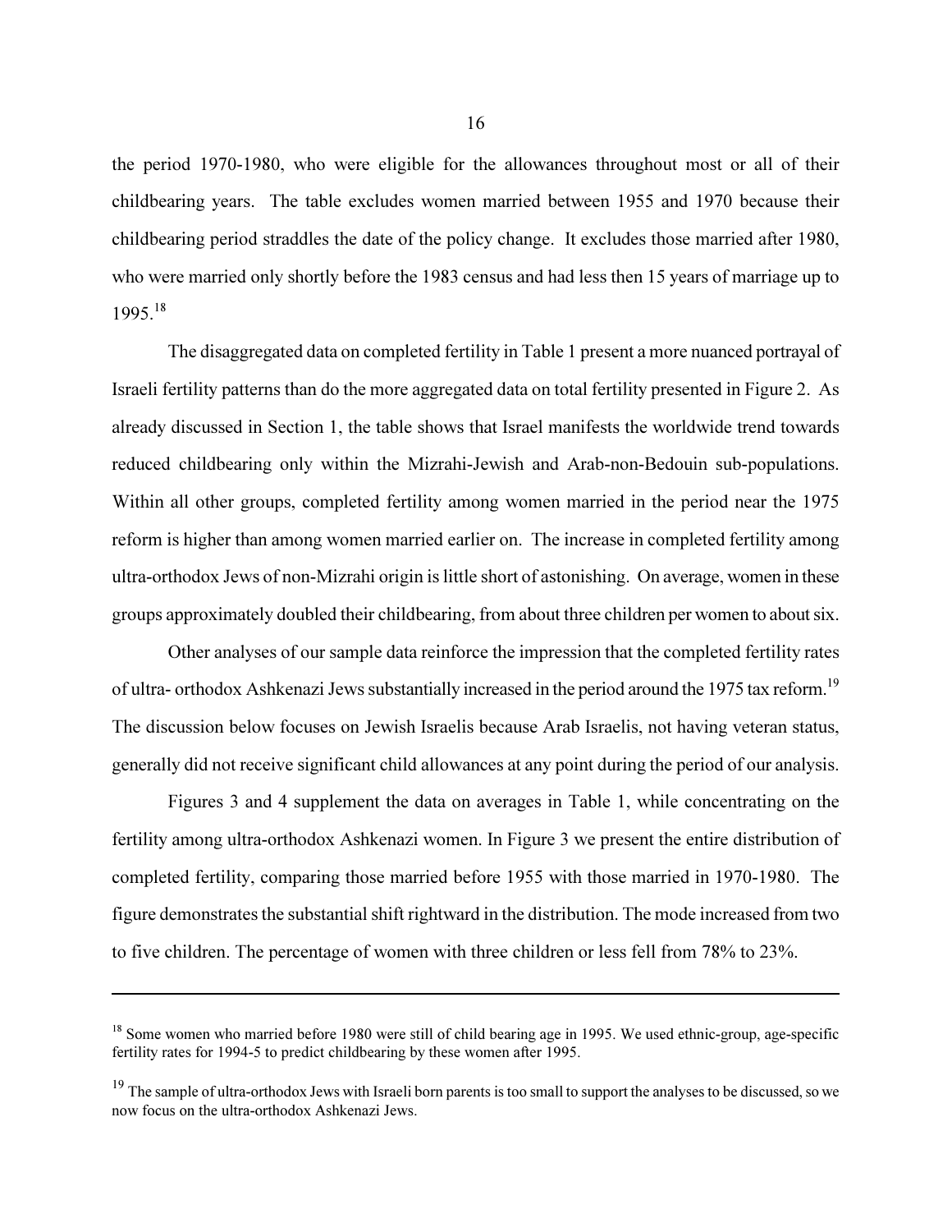the period 1970-1980, who were eligible for the allowances throughout most or all of their childbearing years. The table excludes women married between 1955 and 1970 because their childbearing period straddles the date of the policy change. It excludes those married after 1980, who were married only shortly before the 1983 census and had less then 15 years of marriage up to 1995.[18]

The disaggregated data on completed fertility in Table 1 present a more nuanced portrayal of Israeli fertility patterns than do the more aggregated data on total fertility presented in Figure 2. As already discussed in Section 1, the table shows that Israel manifests the worldwide trend towards reduced childbearing only within the Mizrahi-Jewish and Arab-non-Bedouin sub-populations. Within all other groups, completed fertility among women married in the period near the 1975 reform is higher than among women married earlier on. The increase in completed fertility among ultra-orthodox Jews of non-Mizrahi origin is little short of astonishing. On average, women in these groups approximately doubled their childbearing, from about three children per women to about six.

Other analyses of our sample data reinforce the impression that the completed fertility rates of ultra- orthodox Ashkenazi Jews substantially increased in the period around the 1975 tax reform.[19] The discussion below focuses on Jewish Israelis because Arab Israelis, not having veteran status, generally did not receive significant child allowances at any point during the period of our analysis.

Figures 3 and 4 supplement the data on averages in Table 1, while concentrating on the fertility among ultra-orthodox Ashkenazi women. In Figure 3 we present the entire distribution of completed fertility, comparing those married before 1955 with those married in 1970-1980. The figure demonstrates the substantial shift rightward in the distribution. The mode increased from two to five children. The percentage of women with three children or less fell from 78% to 23%.

---

[18] Some women who married before 1980 were still of child bearing age in 1995. We used ethnic-group, age-specific fertility rates for 1994-5 to predict childbearing by these women after 1995.

[19] The sample of ultra-orthodox Jews with Israeli born parents is too small to support the analyses to be discussed, so we now focus on the ultra-orthodox Ashkenazi Jews.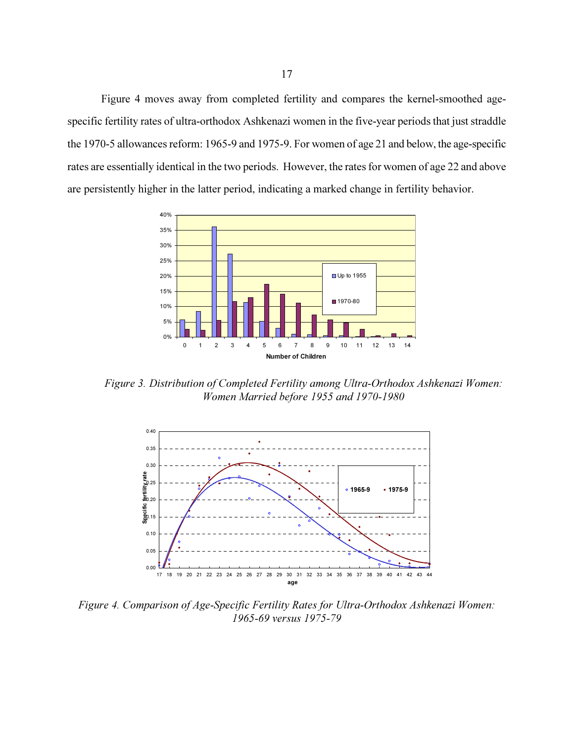Figure 4 moves away from completed fertility and compares the kernel-smoothed age-specific fertility rates of ultra-orthodox Ashkenazi women in the five-year periods that just straddle the 1970-5 allowances reform: 1965-9 and 1975-9. For women of age 21 and below, the age-specific rates are essentially identical in the two periods. However, the rates for women of age 22 and above are persistently higher in the latter period, indicating a marked change in fertility behavior.

*Figure 3. Distribution of Completed Fertility among Ultra-Orthodox Ashkenazi Women: Women Married before 1955 and 1970-1980*

*Figure 4. Comparison of Age-Specific Fertility Rates for Ultra-Orthodox Ashkenazi Women: 1965-69 versus 1975-79*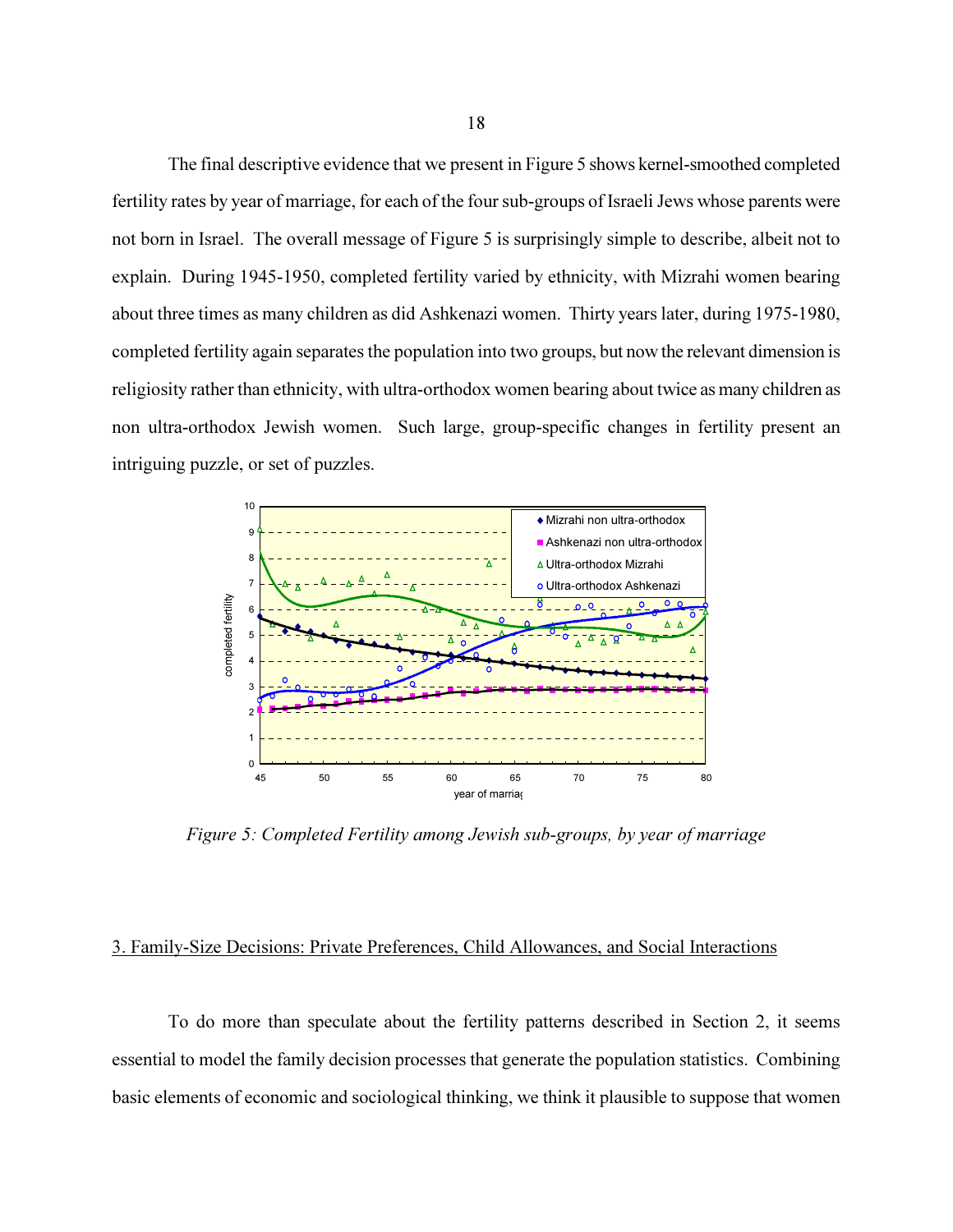The final descriptive evidence that we present in Figure 5 shows kernel-smoothed completed fertility rates by year of marriage, for each of the four sub-groups of Israeli Jews whose parents were not born in Israel. The overall message of Figure 5 is surprisingly simple to describe, albeit not to explain. During 1945-1950, completed fertility varied by ethnicity, with Mizrahi women bearing about three times as many children as did Ashkenazi women. Thirty years later, during 1975-1980, completed fertility again separates the population into two groups, but now the relevant dimension is religiosity rather than ethnicity, with ultra-orthodox women bearing about twice as many children as non ultra-orthodox Jewish women. Such large, group-specific changes in fertility present an intriguing puzzle, or set of puzzles.

*Figure 5: Completed Fertility among Jewish sub-groups, by year of marriage*

## 3. Family-Size Decisions: Private Preferences, Child Allowances, and Social Interactions

To do more than speculate about the fertility patterns described in Section 2, it seems essential to model the family decision processes that generate the population statistics. Combining basic elements of economic and sociological thinking, we think it plausible to suppose that women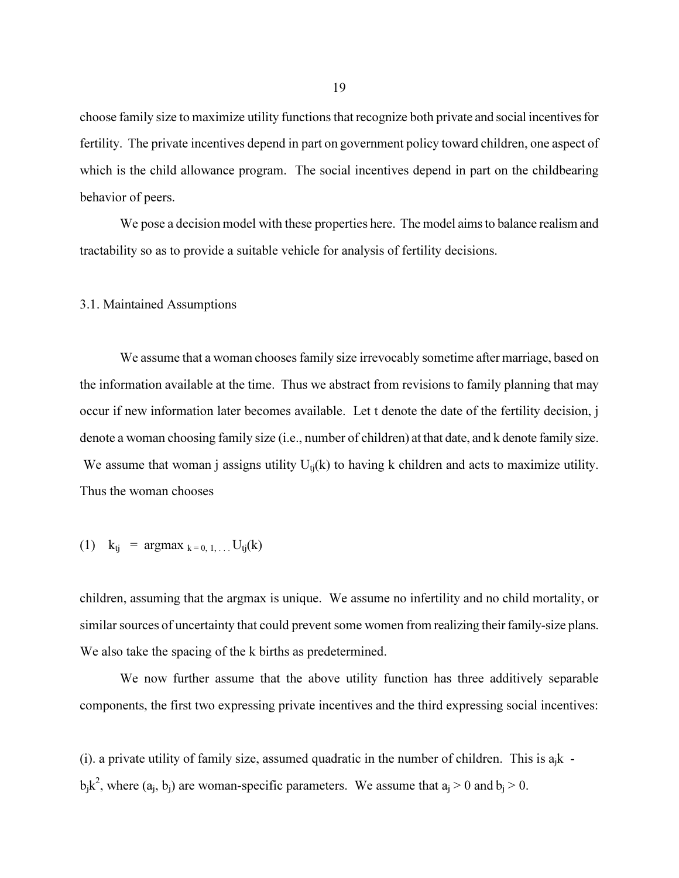choose family size to maximize utility functions that recognize both private and social incentives for fertility. The private incentives depend in part on government policy toward children, one aspect of which is the child allowance program. The social incentives depend in part on the childbearing behavior of peers.

We pose a decision model with these properties here. The model aims to balance realism and tractability so as to provide a suitable vehicle for analysis of fertility decisions.

### 3.1. Maintained Assumptions

We assume that a woman chooses family size irrevocably sometime after marriage, based on the information available at the time. Thus we abstract from revisions to family planning that may occur if new information later becomes available. Let t denote the date of the fertility decision, j denote a woman choosing family size (i.e., number of children) at that date, and k denote family size. We assume that woman j assigns utility $U_{tj}(k)$ to having k children and acts to maximize utility. Thus the woman chooses

$$(1) \quad k_{tj} \;=\; \operatorname{argmax}_{\,k = 0, 1, \ldots}\, U_{tj}(k)$$

children, assuming that the argmax is unique. We assume no infertility and no child mortality, or similar sources of uncertainty that could prevent some women from realizing their family-size plans. We also take the spacing of the k births as predetermined.

We now further assume that the above utility function has three additively separable components, the first two expressing private incentives and the third expressing social incentives:

(i). a private utility of family size, assumed quadratic in the number of children. This is $a_j k - b_j k^2$, where $(a_j, b_j)$ are woman-specific parameters. We assume that $a_j > 0$ and $b_j > 0$.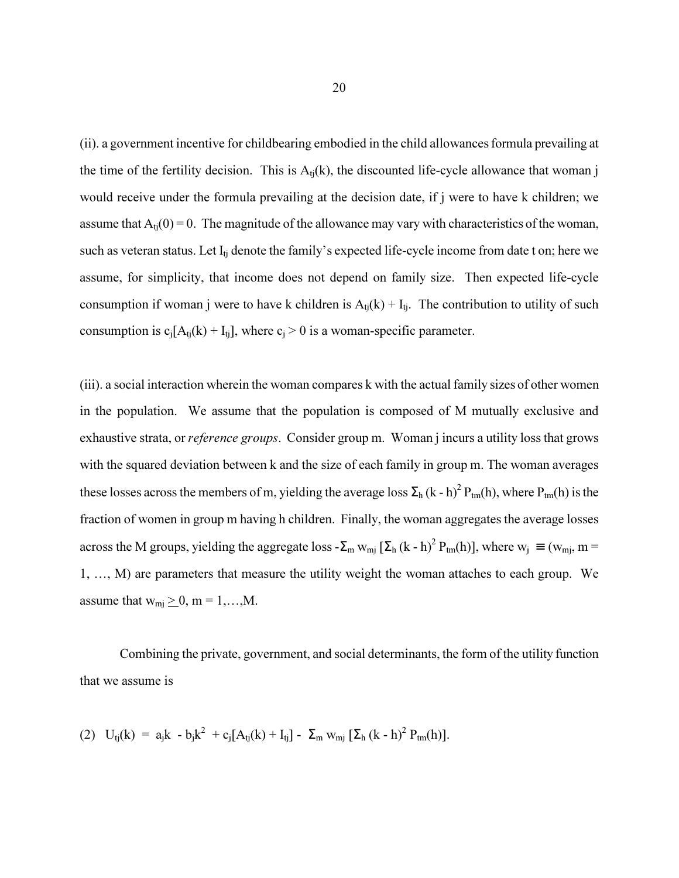(ii). a government incentive for childbearing embodied in the child allowances formula prevailing at the time of the fertility decision. This is $A_{tj}(k)$, the discounted life-cycle allowance that woman j would receive under the formula prevailing at the decision date, if j were to have k children; we assume that $A_{tj}(0) = 0$. The magnitude of the allowance may vary with characteristics of the woman, such as veteran status. Let $I_{tj}$ denote the family's expected life-cycle income from date t on; here we assume, for simplicity, that income does not depend on family size. Then expected life-cycle consumption if woman j were to have k children is $A_{tj}(k) + I_{tj}$. The contribution to utility of such consumption is $c_j[A_{tj}(k) + I_{tj}]$, where $c_j > 0$ is a woman-specific parameter.

(iii). a social interaction wherein the woman compares k with the actual family sizes of other women in the population. We assume that the population is composed of M mutually exclusive and exhaustive strata, or *reference groups*. Consider group m. Woman j incurs a utility loss that grows with the squared deviation between k and the size of each family in group m. The woman averages these losses across the members of m, yielding the average loss $\Sigma_h (k - h)^2 P_{tm}(h)$, where $P_{tm}(h)$ is the fraction of women in group m having h children. Finally, the woman aggregates the average losses across the M groups, yielding the aggregate loss $-\Sigma_m w_{mj} [\Sigma_h (k - h)^2 P_{tm}(h)]$, where $w_j \equiv (w_{mj}, m = 1, \ldots, M)$ are parameters that measure the utility weight the woman attaches to each group. We assume that $w_{mj} \geq 0$, $m = 1,\ldots,M$.

Combining the private, government, and social determinants, the form of the utility function that we assume is

$$(2) \quad U_{tj}(k) = a_j k - b_j k^2 + c_j[A_{tj}(k) + I_{tj}] - \Sigma_m w_{mj} [\Sigma_h (k - h)^2 P_{tm}(h)].$$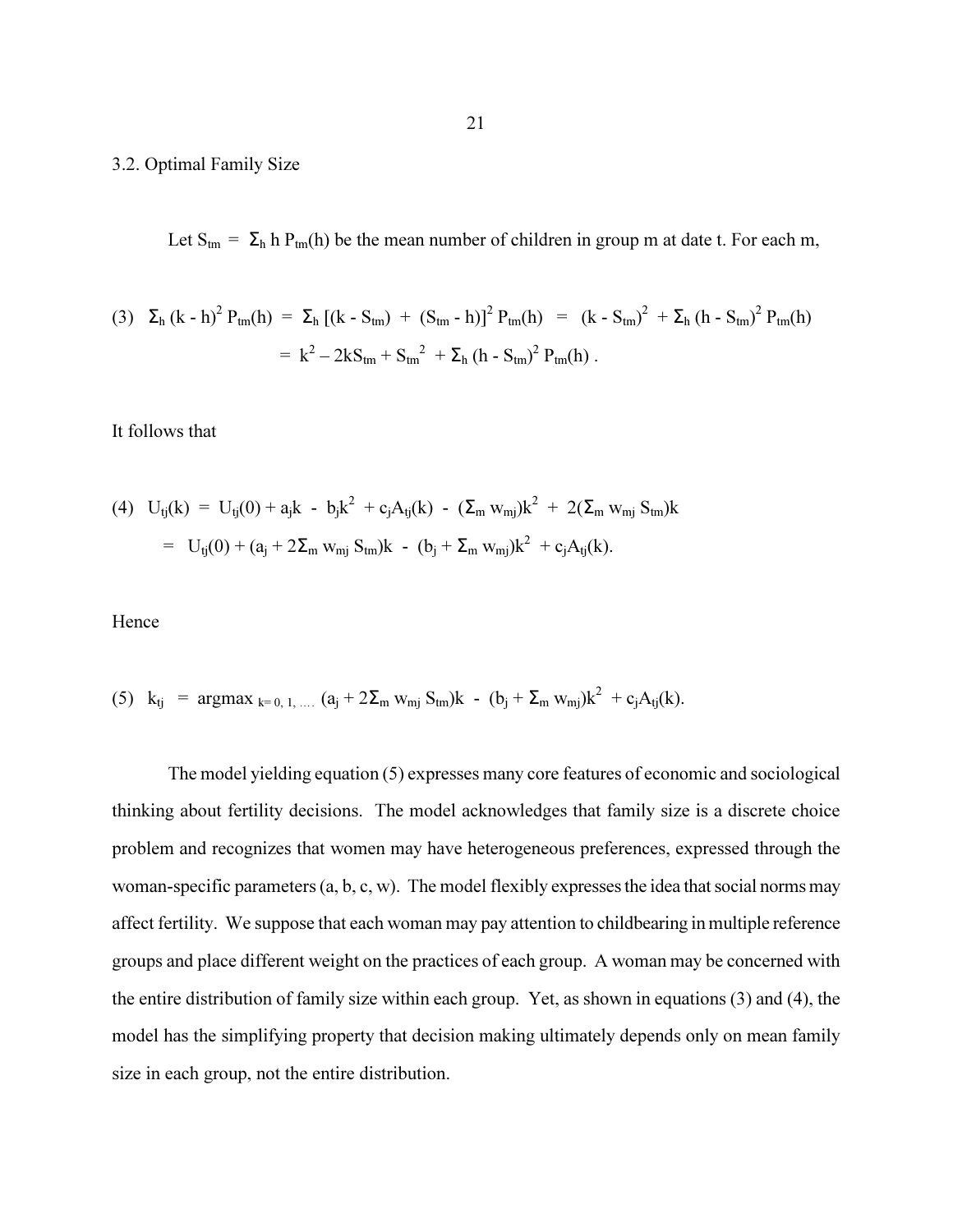### 3.2. Optimal Family Size

Let $S_{tm} = \Sigma_h h P_{tm}(h)$ be the mean number of children in group m at date t. For each m,

$$(3) \quad \Sigma_h (k - h)^2 P_{tm}(h) = \Sigma_h [(k - S_{tm}) + (S_{tm} - h)]^2 P_{tm}(h) = (k - S_{tm})^2 + \Sigma_h (h - S_{tm})^2 P_{tm}(h)$$
$$= k^2 - 2kS_{tm} + S_{tm}^2 + \Sigma_h (h - S_{tm})^2 P_{tm}(h) .$$

It follows that

$$(4) \quad U_{tj}(k) = U_{tj}(0) + a_j k - b_j k^2 + c_j A_{tj}(k) - (\Sigma_m w_{mj})k^2 + 2(\Sigma_m w_{mj} S_{tm})k$$
$$= U_{tj}(0) + (a_j + 2\Sigma_m w_{mj} S_{tm})k - (b_j + \Sigma_m w_{mj})k^2 + c_j A_{tj}(k).$$

Hence

$$(5) \quad k_{tj} = \operatorname{argmax}_{k=0, 1, \ldots} (a_j + 2\Sigma_m w_{mj} S_{tm})k - (b_j + \Sigma_m w_{mj})k^2 + c_j A_{tj}(k).$$

The model yielding equation (5) expresses many core features of economic and sociological thinking about fertility decisions. The model acknowledges that family size is a discrete choice problem and recognizes that women may have heterogeneous preferences, expressed through the woman-specific parameters (a, b, c, w). The model flexibly expresses the idea that social norms may affect fertility. We suppose that each woman may pay attention to childbearing in multiple reference groups and place different weight on the practices of each group. A woman may be concerned with the entire distribution of family size within each group. Yet, as shown in equations (3) and (4), the model has the simplifying property that decision making ultimately depends only on mean family size in each group, not the entire distribution.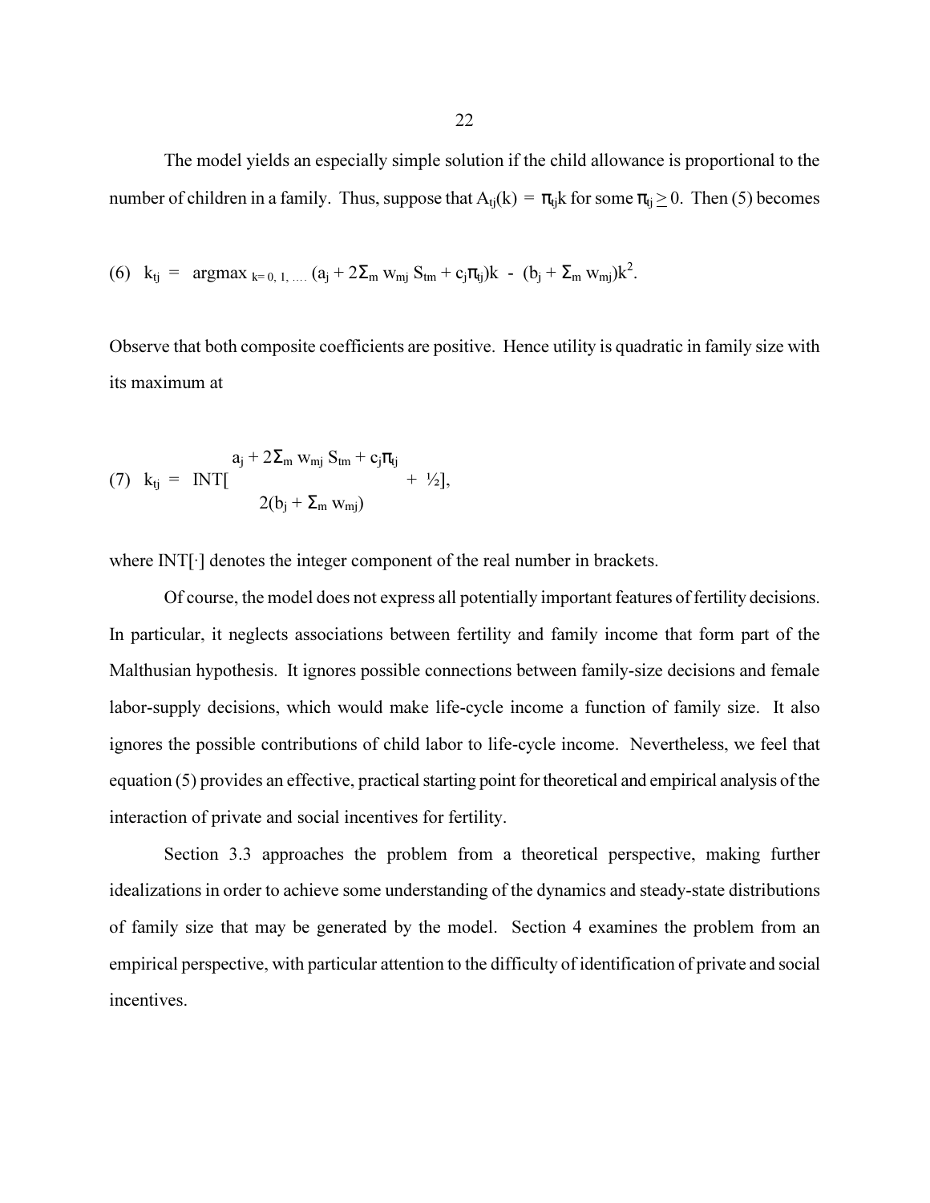The model yields an especially simple solution if the child allowance is proportional to the number of children in a family. Thus, suppose that $A_{tj}(k) = \pi_{tj}k$ for some $\pi_{tj} \geq 0$. Then (5) becomes

$$(6) \quad k_{tj} = \operatorname{argmax}_{k=0,1,\ldots} (a_j + 2\Sigma_m w_{mj} S_{tm} + c_j\pi_{tj})k - (b_j + \Sigma_m w_{mj})k^2.$$

Observe that both composite coefficients are positive. Hence utility is quadratic in family size with its maximum at

$$(7) \quad k_{tj} = \text{INT}\left[\frac{a_j + 2\Sigma_m w_{mj} S_{tm} + c_j\pi_{tj}}{2(b_j + \Sigma_m w_{mj})} + \tfrac{1}{2}\right],$$

where INT[·] denotes the integer component of the real number in brackets.

Of course, the model does not express all potentially important features of fertility decisions. In particular, it neglects associations between fertility and family income that form part of the Malthusian hypothesis. It ignores possible connections between family-size decisions and female labor-supply decisions, which would make life-cycle income a function of family size. It also ignores the possible contributions of child labor to life-cycle income. Nevertheless, we feel that equation (5) provides an effective, practical starting point for theoretical and empirical analysis of the interaction of private and social incentives for fertility.

Section 3.3 approaches the problem from a theoretical perspective, making further idealizations in order to achieve some understanding of the dynamics and steady-state distributions of family size that may be generated by the model. Section 4 examines the problem from an empirical perspective, with particular attention to the difficulty of identification of private and social incentives.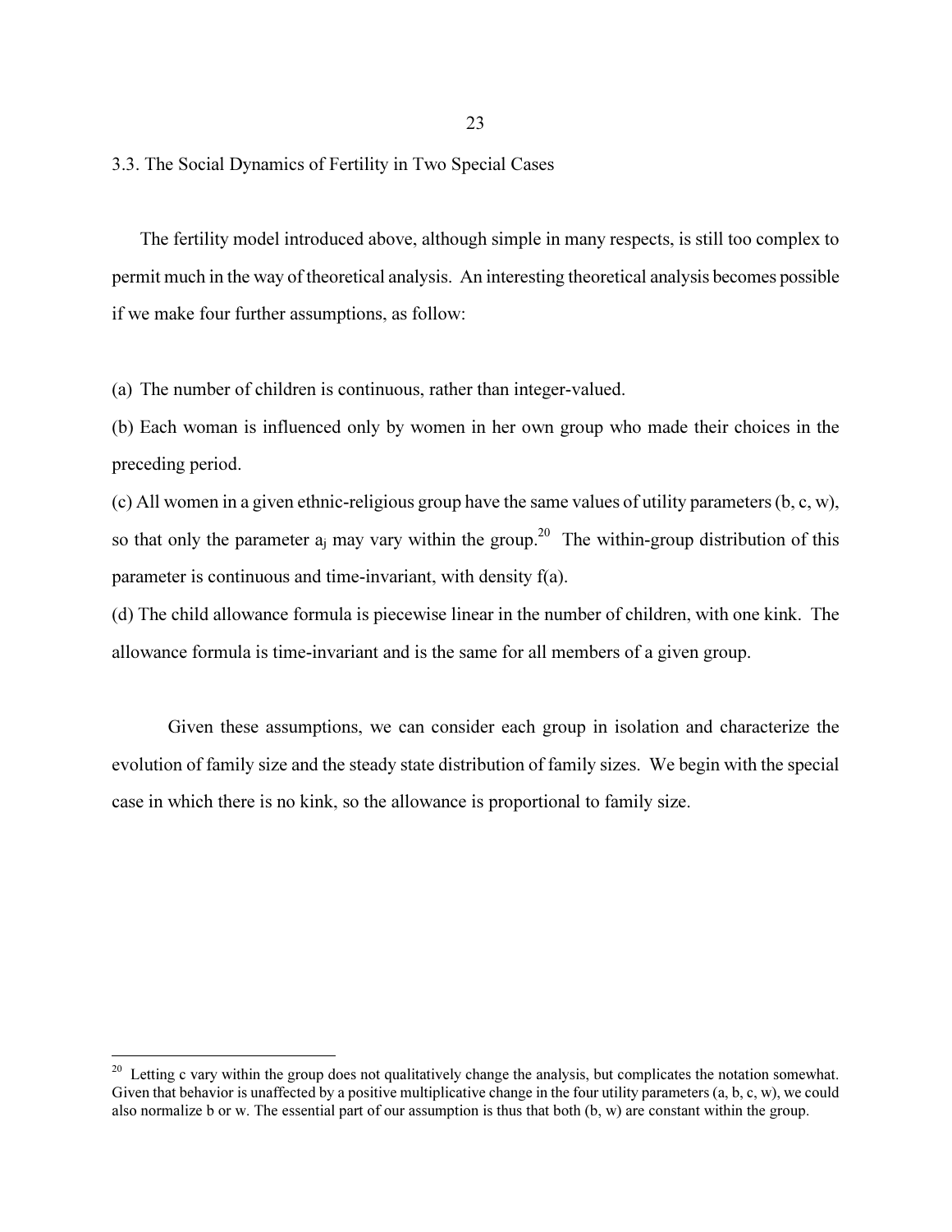### 3.3. The Social Dynamics of Fertility in Two Special Cases

The fertility model introduced above, although simple in many respects, is still too complex to permit much in the way of theoretical analysis. An interesting theoretical analysis becomes possible if we make four further assumptions, as follow:

(a) The number of children is continuous, rather than integer-valued.

(b) Each woman is influenced only by women in her own group who made their choices in the preceding period.

(c) All women in a given ethnic-religious group have the same values of utility parameters (b, c, w), so that only the parameter $a_j$ may vary within the group.[20] The within-group distribution of this parameter is continuous and time-invariant, with density f(a).

(d) The child allowance formula is piecewise linear in the number of children, with one kink. The allowance formula is time-invariant and is the same for all members of a given group.

Given these assumptions, we can consider each group in isolation and characterize the evolution of family size and the steady state distribution of family sizes. We begin with the special case in which there is no kink, so the allowance is proportional to family size.

[20] Letting c vary within the group does not qualitatively change the analysis, but complicates the notation somewhat. Given that behavior is unaffected by a positive multiplicative change in the four utility parameters (a, b, c, w), we could also normalize b or w. The essential part of our assumption is thus that both (b, w) are constant within the group.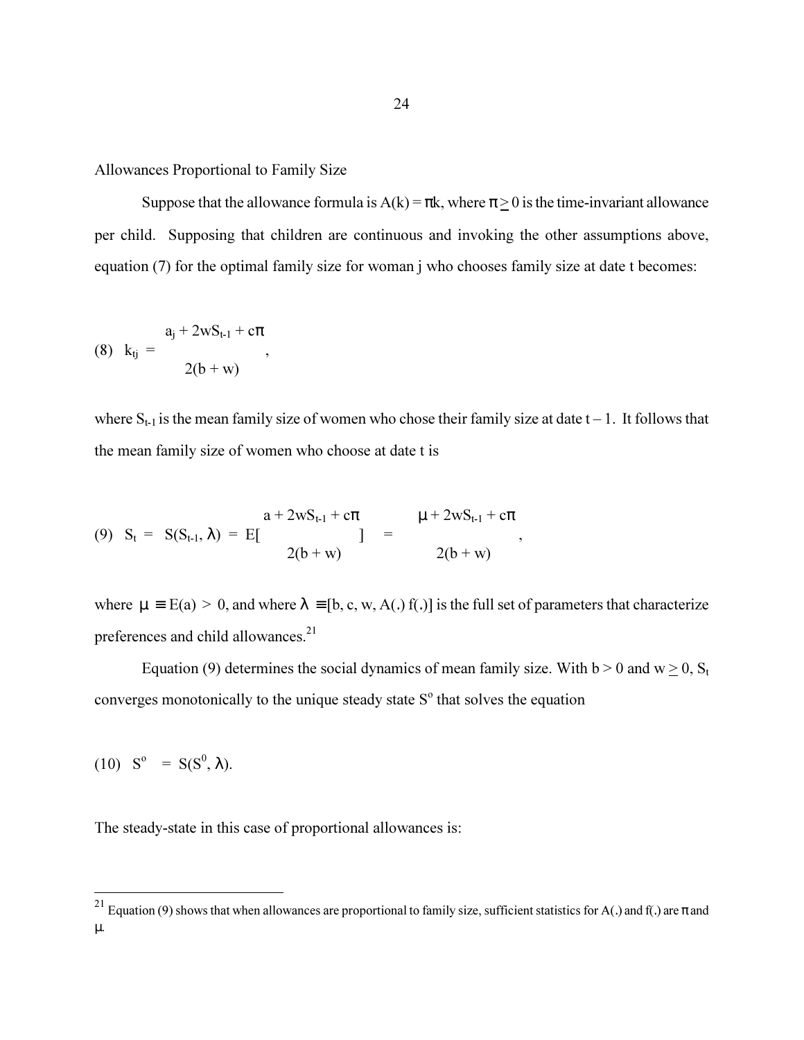Allowances Proportional to Family Size

Suppose that the allowance formula is $A(k) = \pi k$, where $\pi \geq 0$ is the time-invariant allowance per child. Supposing that children are continuous and invoking the other assumptions above, equation (7) for the optimal family size for woman j who chooses family size at date t becomes:

$$(8) \quad k_{tj} = \frac{a_j + 2wS_{t-1} + c\pi}{2(b + w)},$$

where $S_{t-1}$ is the mean family size of women who chose their family size at date $t - 1$. It follows that the mean family size of women who choose at date t is

$$(9) \quad S_t = S(S_{t-1}, \lambda) = E\left[\frac{a + 2wS_{t-1} + c\pi}{2(b + w)}\right] = \frac{\mu + 2wS_{t-1} + c\pi}{2(b + w)},$$

where $\mu \equiv E(a) > 0$, and where $\lambda \equiv [b, c, w, A(.) f(.)]$ is the full set of parameters that characterize preferences and child allowances.[21]

Equation (9) determines the social dynamics of mean family size. With $b > 0$ and $w \geq 0$, $S_t$ converges monotonically to the unique steady state $S^o$ that solves the equation

$$(10) \quad S^o = S(S^0, \lambda).$$

The steady-state in this case of proportional allowances is:

[21] Equation (9) shows that when allowances are proportional to family size, sufficient statistics for A(.) and f(.) are $\pi$ and $\mu$.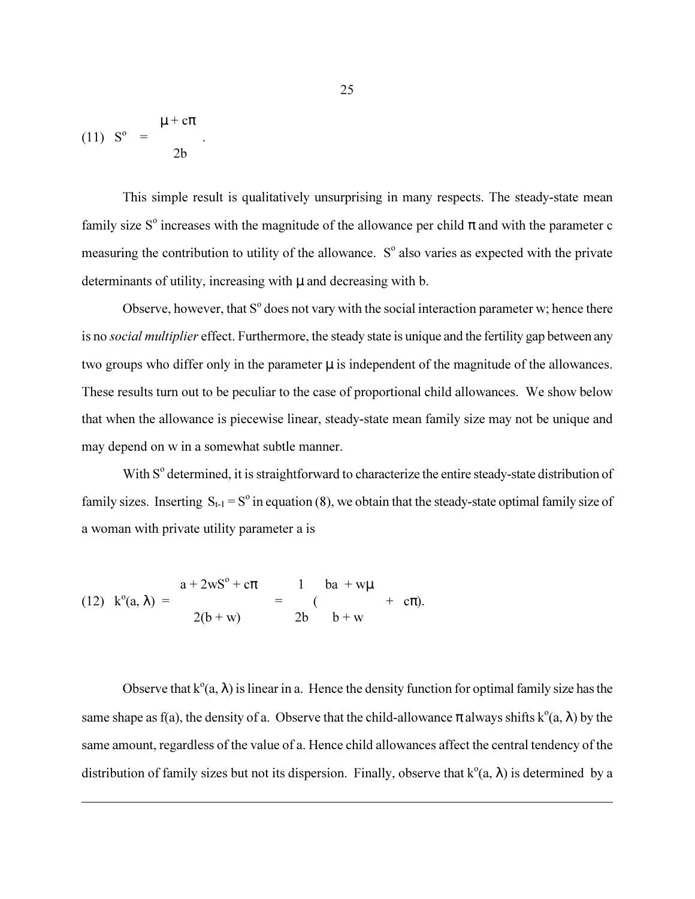$$(11) \quad S^o = \frac{\mu + c\pi}{2b}.$$

This simple result is qualitatively unsurprising in many respects. The steady-state mean family size $S^o$ increases with the magnitude of the allowance per child $\pi$ and with the parameter c measuring the contribution to utility of the allowance. $S^o$ also varies as expected with the private determinants of utility, increasing with $\mu$ and decreasing with b.

Observe, however, that $S^o$ does not vary with the social interaction parameter w; hence there is no *social multiplier* effect. Furthermore, the steady state is unique and the fertility gap between any two groups who differ only in the parameter $\mu$ is independent of the magnitude of the allowances. These results turn out to be peculiar to the case of proportional child allowances. We show below that when the allowance is piecewise linear, steady-state mean family size may not be unique and may depend on w in a somewhat subtle manner.

With $S^o$ determined, it is straightforward to characterize the entire steady-state distribution of family sizes. Inserting $S_{t-1} = S^o$ in equation (8), we obtain that the steady-state optimal family size of a woman with private utility parameter a is

$$(12) \quad k^o(a, \lambda) = \frac{a + 2wS^o + c\pi}{2(b + w)} = \frac{1}{2b}\left(\frac{ba + w\mu}{b + w} + c\pi\right).$$

Observe that $k^o(a, \lambda)$ is linear in a. Hence the density function for optimal family size has the same shape as f(a), the density of a. Observe that the child-allowance $\pi$ always shifts $k^o(a, \lambda)$ by the same amount, regardless of the value of a. Hence child allowances affect the central tendency of the distribution of family sizes but not its dispersion. Finally, observe that $k^o(a, \lambda)$ is determined by a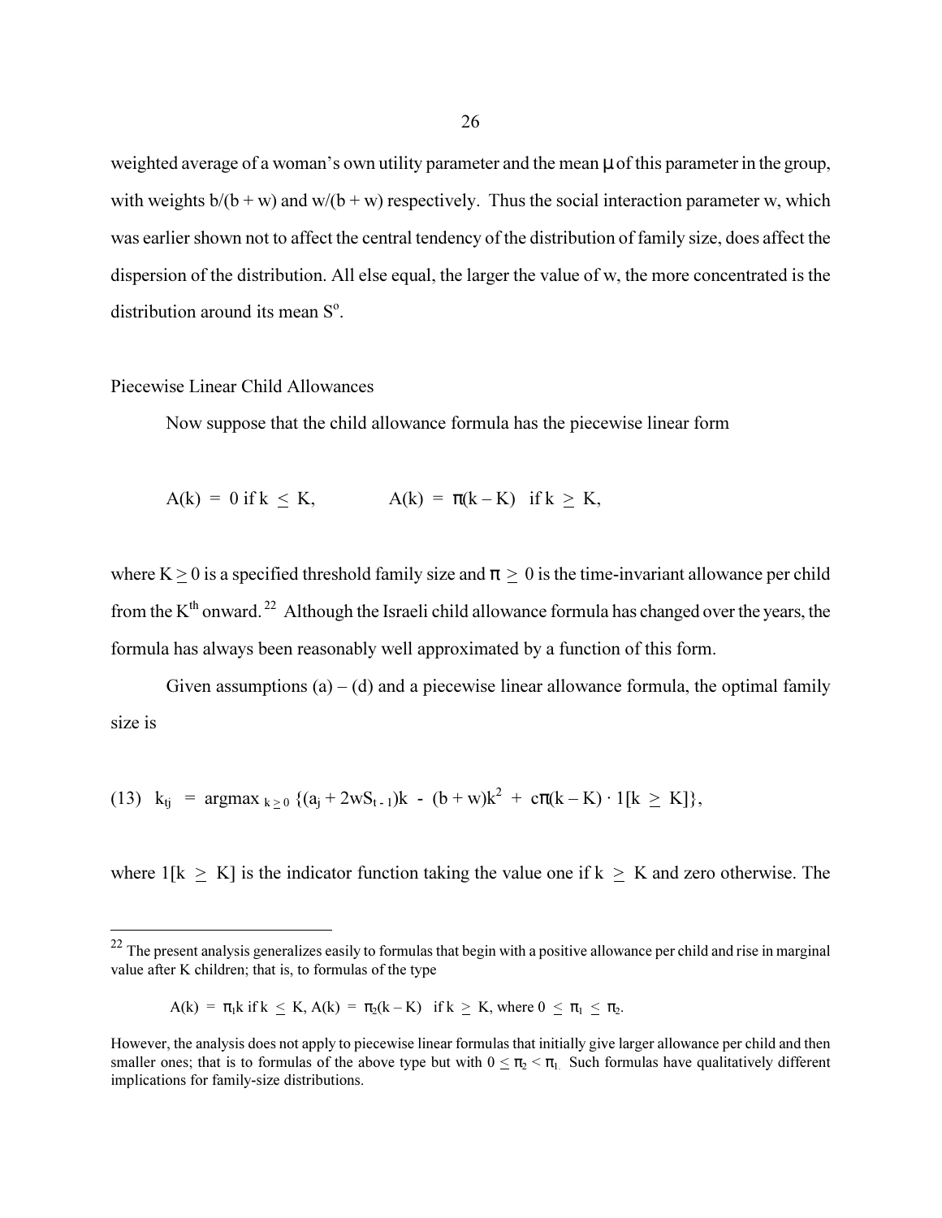weighted average of a woman's own utility parameter and the mean $\mu$ of this parameter in the group, with weights $b/(b + w)$ and $w/(b + w)$ respectively. Thus the social interaction parameter w, which was earlier shown not to affect the central tendency of the distribution of family size, does affect the dispersion of the distribution. All else equal, the larger the value of w, the more concentrated is the distribution around its mean $S^o$.

## Piecewise Linear Child Allowances

Now suppose that the child allowance formula has the piecewise linear form

$$A(k) = 0 \text{ if } k \leq K, \qquad A(k) = \pi(k - K) \text{ if } k \geq K,$$

where $K \geq 0$ is a specified threshold family size and $\pi \geq 0$ is the time-invariant allowance per child from the $K^{th}$ onward.[22] Although the Israeli child allowance formula has changed over the years, the formula has always been reasonably well approximated by a function of this form.

Given assumptions (a) – (d) and a piecewise linear allowance formula, the optimal family size is

$$(13) \quad k_{tj} = \operatorname{argmax}_{k \geq 0} \{(a_j + 2wS_{t-1})k - (b + w)k^2 + c\pi(k - K) \cdot 1[k \geq K]\},$$

where $1[k \geq K]$ is the indicator function taking the value one if $k \geq K$ and zero otherwise. The

---

[22] The present analysis generalizes easily to formulas that begin with a positive allowance per child and rise in marginal value after K children; that is, to formulas of the type

$$A(k) = \pi_1 k \text{ if } k \leq K, \; A(k) = \pi_2(k - K) \text{ if } k \geq K, \text{ where } 0 \leq \pi_1 \leq \pi_2.$$

However, the analysis does not apply to piecewise linear formulas that initially give larger allowance per child and then smaller ones; that is to formulas of the above type but with $0 \leq \pi_2 < \pi_1$. Such formulas have qualitatively different implications for family-size distributions.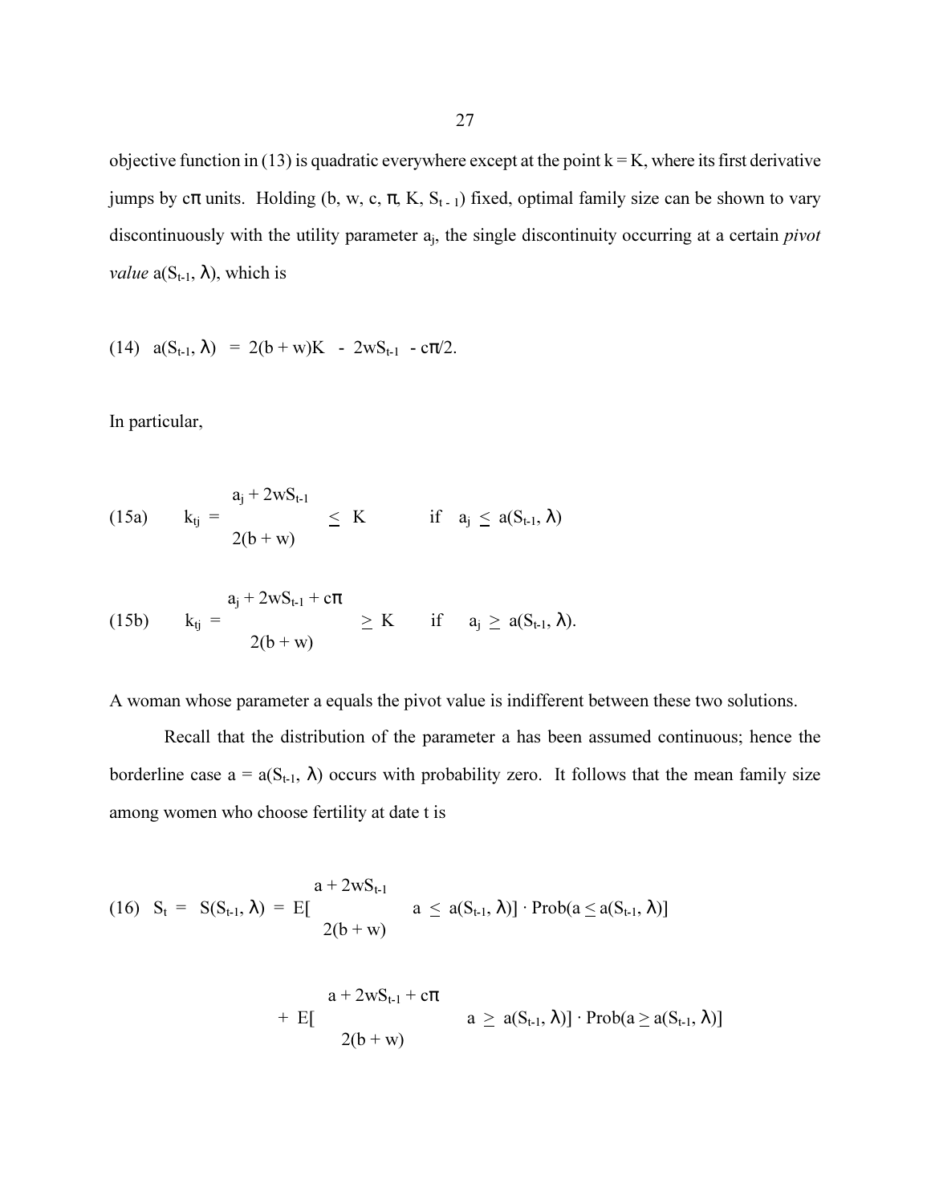objective function in (13) is quadratic everywhere except at the point $k = K$, where its first derivative jumps by $c\pi$ units. Holding ($b$, $w$, $c$, $\pi$, $K$, $S_{t-1}$) fixed, optimal family size can be shown to vary discontinuously with the utility parameter $a_j$, the single discontinuity occurring at a certain *pivot value* $a(S_{t-1}, \lambda)$, which is

$$(14) \quad a(S_{t-1}, \lambda) = 2(b + w)K - 2wS_{t-1} - c\pi/2.$$

In particular,

$$(15a) \qquad k_{tj} = \frac{a_j + 2wS_{t-1}}{2(b + w)} \leq K \qquad \text{if} \quad a_j \leq a(S_{t-1}, \lambda)$$

$$(15b) \qquad k_{tj} = \frac{a_j + 2wS_{t-1} + c\pi}{2(b + w)} \geq K \qquad \text{if} \quad a_j \geq a(S_{t-1}, \lambda).$$

A woman whose parameter a equals the pivot value is indifferent between these two solutions.

Recall that the distribution of the parameter a has been assumed continuous; hence the borderline case $a = a(S_{t-1}, \lambda)$ occurs with probability zero. It follows that the mean family size among women who choose fertility at date t is

$$(16) \quad S_t = S(S_{t-1}, \lambda) = E\left[\frac{a + 2wS_{t-1}}{2(b + w)} \;\middle|\; a \leq a(S_{t-1}, \lambda)\right] \cdot \text{Prob}(a \leq a(S_{t-1}, \lambda))$$

$$+ \; E\left[\frac{a + 2wS_{t-1} + c\pi}{2(b + w)} \;\middle|\; a \geq a(S_{t-1}, \lambda)\right] \cdot \text{Prob}(a \geq a(S_{t-1}, \lambda))$$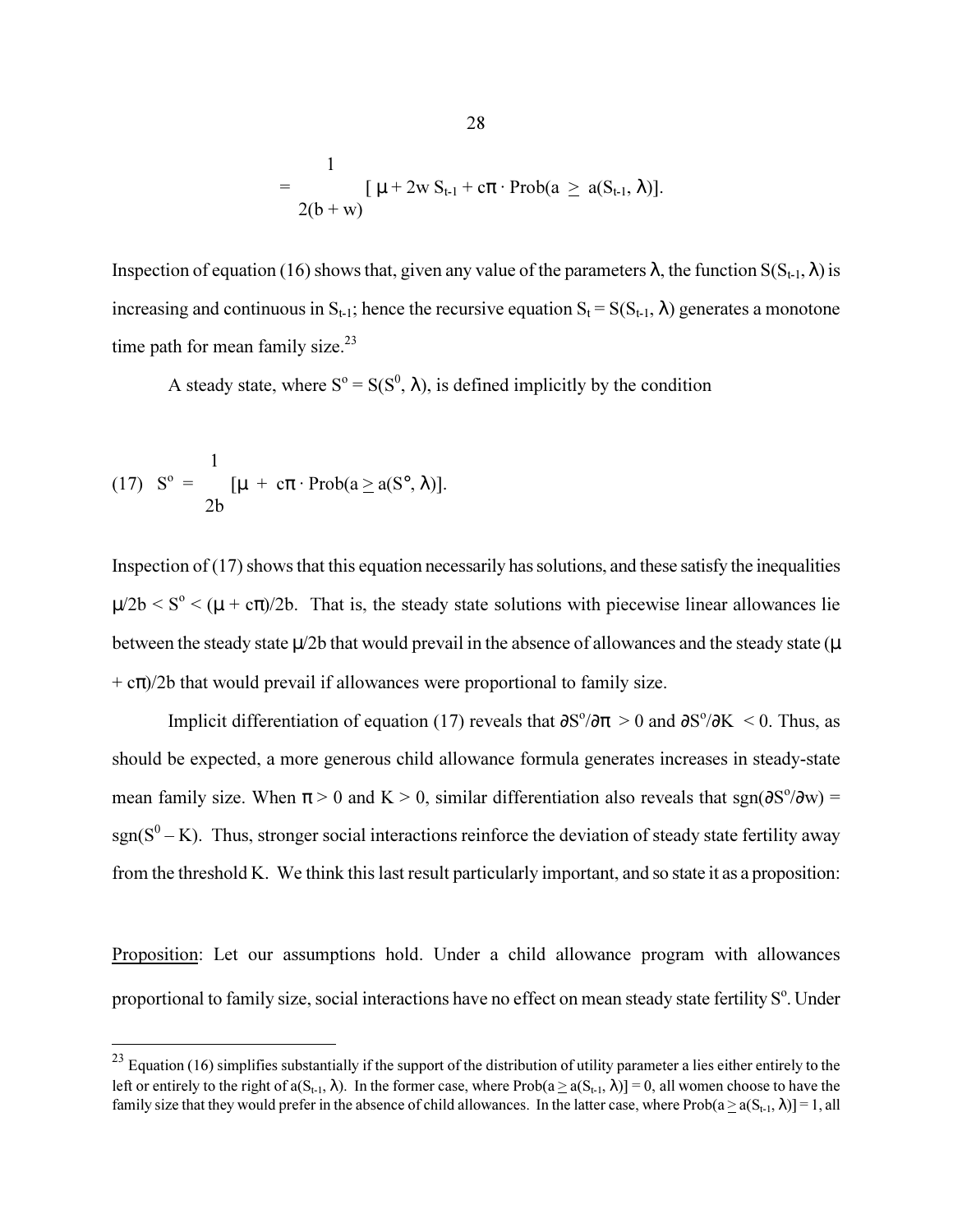$$= \frac{1}{2(b + w)} [ \mu + 2w S_{t-1} + c\pi \cdot \text{Prob}(a \geq a(S_{t-1}, \lambda)].$$

Inspection of equation (16) shows that, given any value of the parameters $\lambda$, the function $S(S_{t-1}, \lambda)$ is increasing and continuous in $S_{t-1}$; hence the recursive equation $S_t = S(S_{t-1}, \lambda)$ generates a monotone time path for mean family size.[23]

A steady state, where $S^o = S(S^0, \lambda)$, is defined implicitly by the condition

$$\text{(17)} \quad S^o = \frac{1}{2b} [\mu + c\pi \cdot \text{Prob}(a \geq a(S^\circ, \lambda)].$$

Inspection of (17) shows that this equation necessarily has solutions, and these satisfy the inequalities $\mu/2b < S^o < (\mu + c\pi)/2b$. That is, the steady state solutions with piecewise linear allowances lie between the steady state $\mu/2b$ that would prevail in the absence of allowances and the steady state $(\mu + c\pi)/2b$ that would prevail if allowances were proportional to family size.

Implicit differentiation of equation (17) reveals that $\partial S^o/\partial \pi > 0$ and $\partial S^o/\partial K < 0$. Thus, as should be expected, a more generous child allowance formula generates increases in steady-state mean family size. When $\pi > 0$ and $K > 0$, similar differentiation also reveals that $\text{sgn}(\partial S^o/\partial w) = \text{sgn}(S^0 - K)$. Thus, stronger social interactions reinforce the deviation of steady state fertility away from the threshold K. We think this last result particularly important, and so state it as a proposition:

Proposition: Let our assumptions hold. Under a child allowance program with allowances proportional to family size, social interactions have no effect on mean steady state fertility $S^o$. Under

[23] Equation (16) simplifies substantially if the support of the distribution of utility parameter a lies either entirely to the left or entirely to the right of $a(S_{t-1}, \lambda)$. In the former case, where $\text{Prob}(a \geq a(S_{t-1}, \lambda)] = 0$, all women choose to have the family size that they would prefer in the absence of child allowances. In the latter case, where $\text{Prob}(a \geq a(S_{t-1}, \lambda)] = 1$, all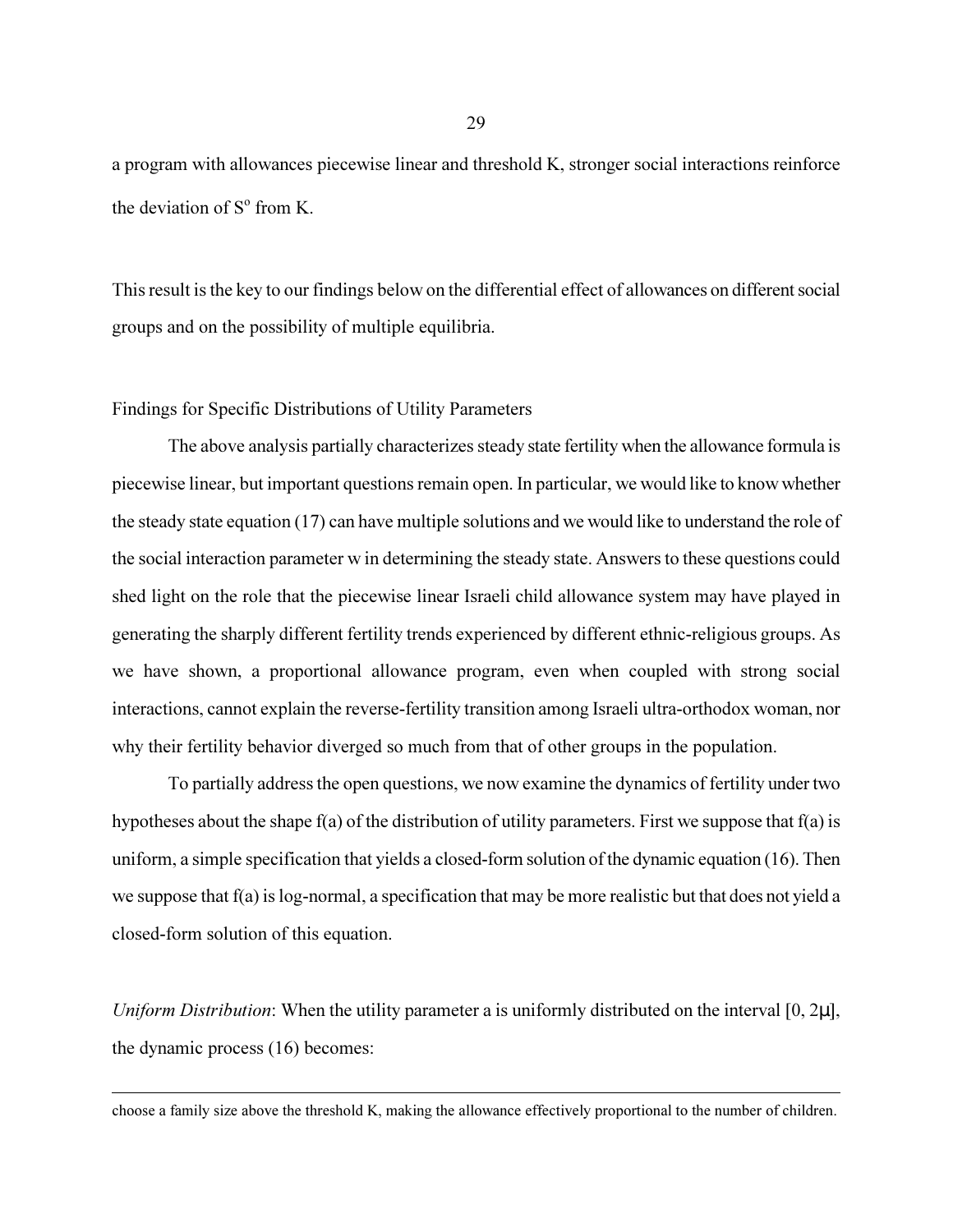a program with allowances piecewise linear and threshold K, stronger social interactions reinforce the deviation of $S^o$ from K.

This result is the key to our findings below on the differential effect of allowances on different social groups and on the possibility of multiple equilibria.

Findings for Specific Distributions of Utility Parameters

The above analysis partially characterizes steady state fertility when the allowance formula is piecewise linear, but important questions remain open. In particular, we would like to know whether the steady state equation (17) can have multiple solutions and we would like to understand the role of the social interaction parameter w in determining the steady state. Answers to these questions could shed light on the role that the piecewise linear Israeli child allowance system may have played in generating the sharply different fertility trends experienced by different ethnic-religious groups. As we have shown, a proportional allowance program, even when coupled with strong social interactions, cannot explain the reverse-fertility transition among Israeli ultra-orthodox woman, nor why their fertility behavior diverged so much from that of other groups in the population.

To partially address the open questions, we now examine the dynamics of fertility under two hypotheses about the shape f(a) of the distribution of utility parameters. First we suppose that f(a) is uniform, a simple specification that yields a closed-form solution of the dynamic equation (16). Then we suppose that f(a) is log-normal, a specification that may be more realistic but that does not yield a closed-form solution of this equation.

*Uniform Distribution*: When the utility parameter a is uniformly distributed on the interval $[0, 2\mu]$, the dynamic process (16) becomes:

---

choose a family size above the threshold K, making the allowance effectively proportional to the number of children.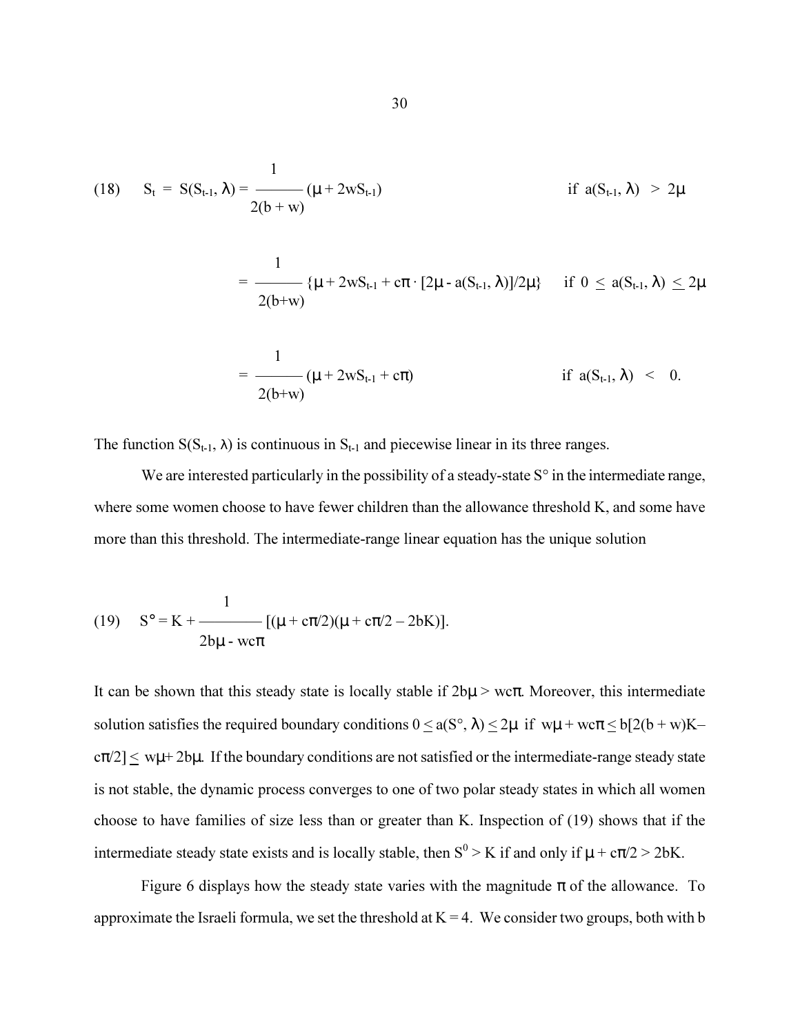$$(18) \quad S_t = S(S_{t-1}, \lambda) = \frac{1}{2(b+w)}(\mu + 2wS_{t-1}) \qquad \text{if } a(S_{t-1}, \lambda) > 2\mu$$

$$= \frac{1}{2(b+w)}\{\mu + 2wS_{t-1} + c\pi \cdot [2\mu - a(S_{t-1}, \lambda)]/2\mu\} \qquad \text{if } 0 \leq a(S_{t-1}, \lambda) \leq 2\mu$$

$$= \frac{1}{2(b+w)}(\mu + 2wS_{t-1} + c\pi) \qquad \text{if } a(S_{t-1}, \lambda) < 0.$$

The function $S(S_{t-1}, \lambda)$ is continuous in $S_{t-1}$ and piecewise linear in its three ranges.

We are interested particularly in the possibility of a steady-state $S°$ in the intermediate range, where some women choose to have fewer children than the allowance threshold K, and some have more than this threshold. The intermediate-range linear equation has the unique solution

$$(19) \quad S° = K + \frac{1}{2b\mu - wc\pi}[(\mu + c\pi/2)(\mu + c\pi/2 - 2bK)].$$

It can be shown that this steady state is locally stable if $2b\mu > wc\pi$. Moreover, this intermediate solution satisfies the required boundary conditions $0 \leq a(S°, \lambda) \leq 2\mu$ if $w\mu + wc\pi \leq b[2(b + w)K - c\pi/2] \leq w\mu + 2b\mu$. If the boundary conditions are not satisfied or the intermediate-range steady state is not stable, the dynamic process converges to one of two polar steady states in which all women choose to have families of size less than or greater than K. Inspection of (19) shows that if the intermediate steady state exists and is locally stable, then $S^0 > K$ if and only if $\mu + c\pi/2 > 2bK$.

Figure 6 displays how the steady state varies with the magnitude $\pi$ of the allowance. To approximate the Israeli formula, we set the threshold at $K = 4$. We consider two groups, both with b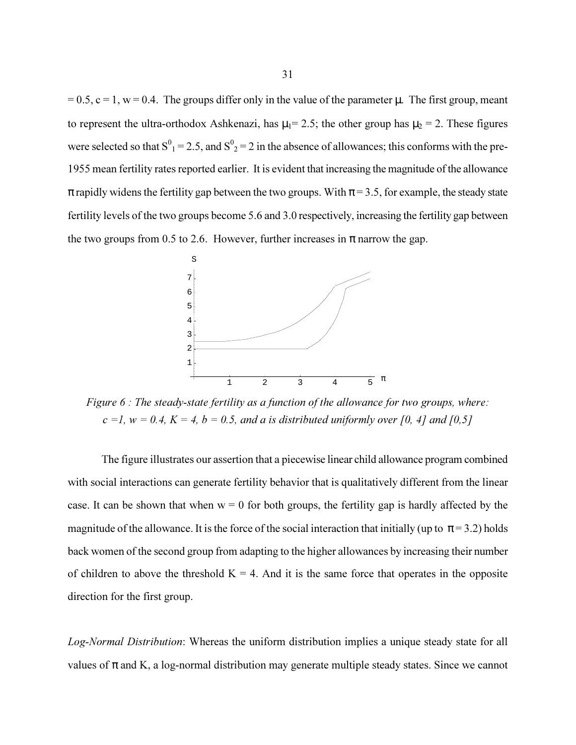= 0.5, c = 1, w = 0.4. The groups differ only in the value of the parameter $\mu$. The first group, meant to represent the ultra-orthodox Ashkenazi, has $\mu_1 = 2.5$; the other group has $\mu_2 = 2$. These figures were selected so that $S^0_1 = 2.5$, and $S^0_2 = 2$ in the absence of allowances; this conforms with the pre-1955 mean fertility rates reported earlier. It is evident that increasing the magnitude of the allowance $\pi$ rapidly widens the fertility gap between the two groups. With $\pi = 3.5$, for example, the steady state fertility levels of the two groups become 5.6 and 3.0 respectively, increasing the fertility gap between the two groups from 0.5 to 2.6. However, further increases in $\pi$ narrow the gap.

*Figure 6 : The steady-state fertility as a function of the allowance for two groups, where: c =1, w = 0.4, K = 4, b = 0.5, and a is distributed uniformly over [0, 4] and [0,5]*

The figure illustrates our assertion that a piecewise linear child allowance program combined with social interactions can generate fertility behavior that is qualitatively different from the linear case. It can be shown that when w = 0 for both groups, the fertility gap is hardly affected by the magnitude of the allowance. It is the force of the social interaction that initially (up to $\pi = 3.2$) holds back women of the second group from adapting to the higher allowances by increasing their number of children to above the threshold K = 4. And it is the same force that operates in the opposite direction for the first group.

*Log-Normal Distribution*: Whereas the uniform distribution implies a unique steady state for all values of $\pi$ and K, a log-normal distribution may generate multiple steady states. Since we cannot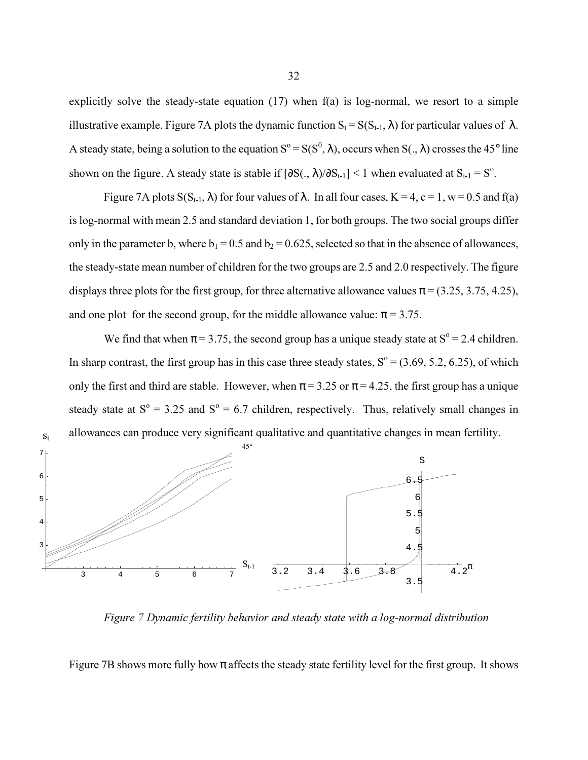explicitly solve the steady-state equation (17) when f(a) is log-normal, we resort to a simple illustrative example. Figure 7A plots the dynamic function $S_t = S(S_{t-1}, \lambda)$ for particular values of $\lambda$. A steady state, being a solution to the equation $S^o = S(S^0, \lambda)$, occurs when $S(., \lambda)$ crosses the 45° line shown on the figure. A steady state is stable if $[\partial S(., \lambda)/\partial S_{t-1}] < 1$ when evaluated at $S_{t-1} = S^o$.

Figure 7A plots $S(S_{t-1}, \lambda)$ for four values of $\lambda$. In all four cases, $K = 4$, $c = 1$, $w = 0.5$ and f(a) is log-normal with mean 2.5 and standard deviation 1, for both groups. The two social groups differ only in the parameter b, where $b_1 = 0.5$ and $b_2 = 0.625$, selected so that in the absence of allowances, the steady-state mean number of children for the two groups are 2.5 and 2.0 respectively. The figure displays three plots for the first group, for three alternative allowance values $\pi = (3.25, 3.75, 4.25)$, and one plot for the second group, for the middle allowance value: $\pi = 3.75$.

We find that when $\pi = 3.75$, the second group has a unique steady state at $S^o = 2.4$ children. In sharp contrast, the first group has in this case three steady states, $S^o = (3.69, 5.2, 6.25)$, of which only the first and third are stable. However, when $\pi = 3.25$ or $\pi = 4.25$, the first group has a unique steady state at $S^o = 3.25$ and $S^o = 6.7$ children, respectively. Thus, relatively small changes in allowances can produce very significant qualitative and quantitative changes in mean fertility.

*Figure 7 Dynamic fertility behavior and steady state with a log-normal distribution*

Figure 7B shows more fully how $\pi$ affects the steady state fertility level for the first group. It shows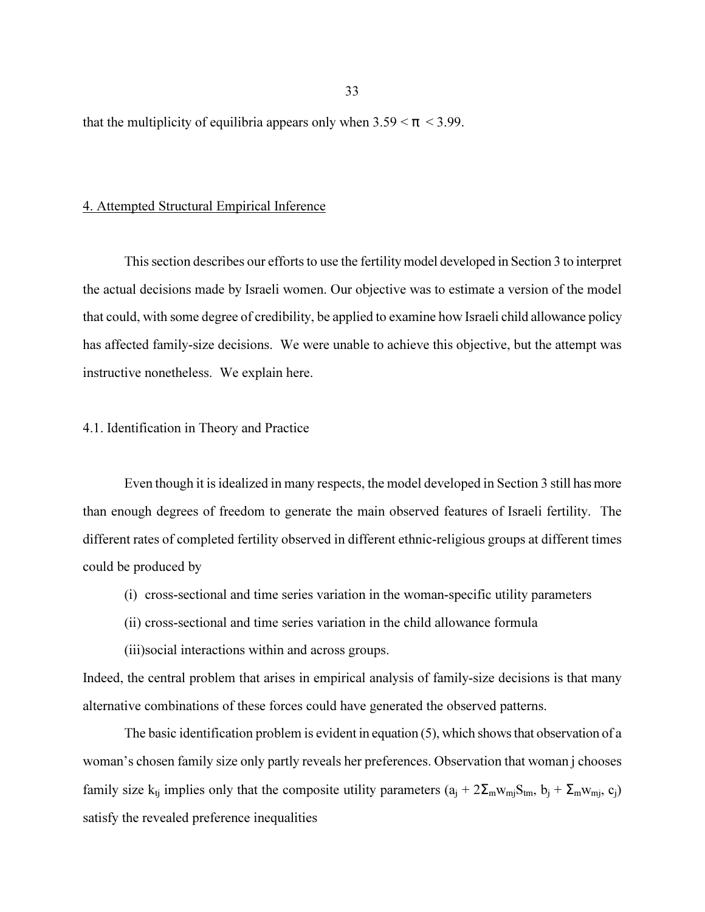that the multiplicity of equilibria appears only when $3.59 < \pi < 3.99$.

## 4. Attempted Structural Empirical Inference

This section describes our efforts to use the fertility model developed in Section 3 to interpret the actual decisions made by Israeli women. Our objective was to estimate a version of the model that could, with some degree of credibility, be applied to examine how Israeli child allowance policy has affected family-size decisions. We were unable to achieve this objective, but the attempt was instructive nonetheless. We explain here.

### 4.1. Identification in Theory and Practice

Even though it is idealized in many respects, the model developed in Section 3 still has more than enough degrees of freedom to generate the main observed features of Israeli fertility. The different rates of completed fertility observed in different ethnic-religious groups at different times could be produced by

(i) cross-sectional and time series variation in the woman-specific utility parameters

(ii) cross-sectional and time series variation in the child allowance formula

(iii) social interactions within and across groups.

Indeed, the central problem that arises in empirical analysis of family-size decisions is that many alternative combinations of these forces could have generated the observed patterns.

The basic identification problem is evident in equation (5), which shows that observation of a woman's chosen family size only partly reveals her preferences. Observation that woman j chooses family size $k_{tj}$ implies only that the composite utility parameters ($a_j + 2\Sigma_m w_{mj} S_{tm}$, $b_j + \Sigma_m w_{mj}$, $c_j$) satisfy the revealed preference inequalities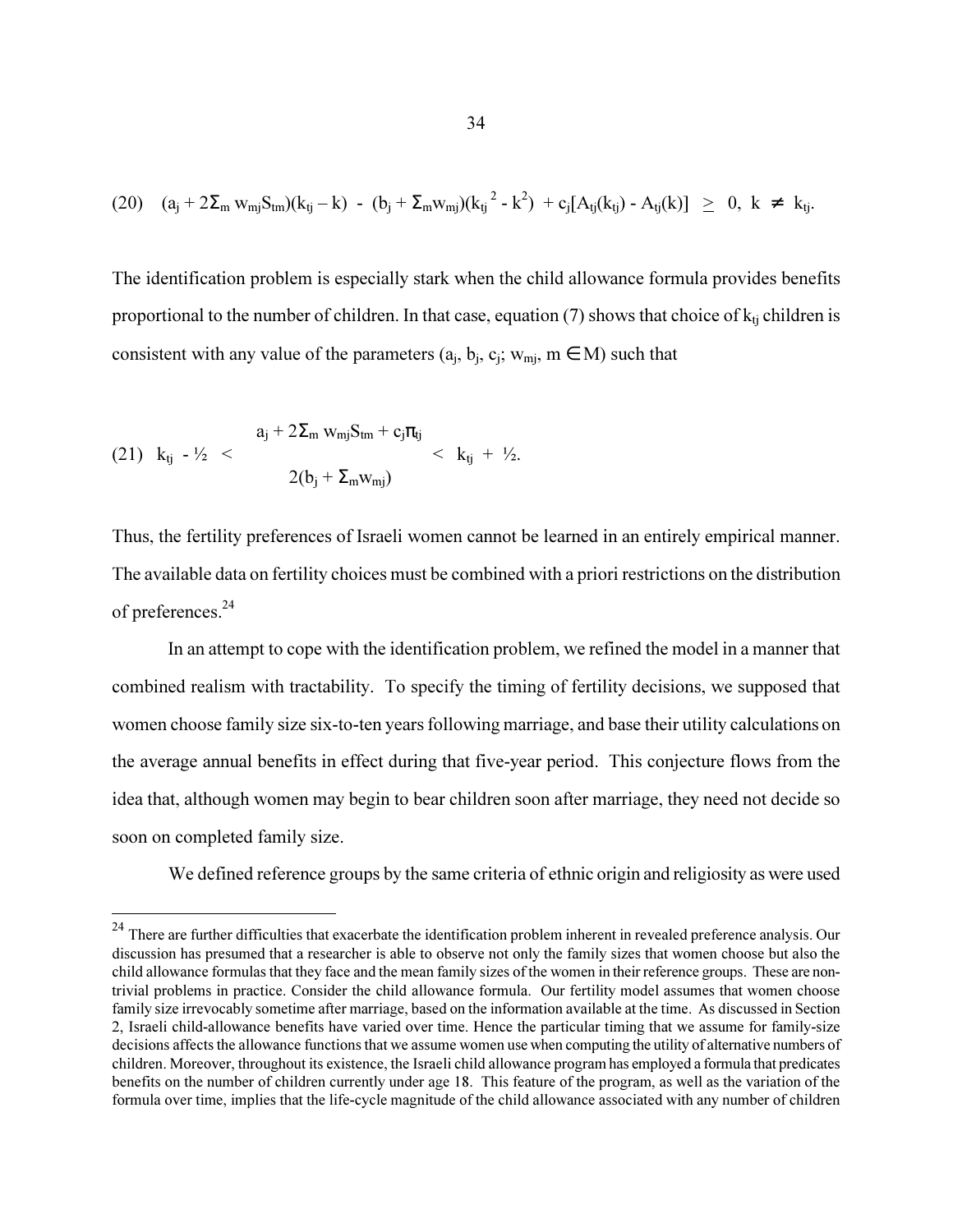$$(20) \quad (a_j + 2\Sigma_m w_{mj}S_{tm})(k_{tj} - k) - (b_j + \Sigma_m w_{mj})(k_{tj}^2 - k^2) + c_j[A_{tj}(k_{tj}) - A_{tj}(k)] \geq 0, \; k \neq k_{tj}.$$

The identification problem is especially stark when the child allowance formula provides benefits proportional to the number of children. In that case, equation (7) shows that choice of $k_{tj}$ children is consistent with any value of the parameters ($a_j$, $b_j$, $c_j$; $w_{mj}$, $m \in M$) such that

$$(21) \quad k_{tj} - \tfrac{1}{2} < \frac{a_j + 2\Sigma_m w_{mj}S_{tm} + c_j\pi_{tj}}{2(b_j + \Sigma_m w_{mj})} < k_{tj} + \tfrac{1}{2}.$$

Thus, the fertility preferences of Israeli women cannot be learned in an entirely empirical manner. The available data on fertility choices must be combined with a priori restrictions on the distribution of preferences.[24]

In an attempt to cope with the identification problem, we refined the model in a manner that combined realism with tractability. To specify the timing of fertility decisions, we supposed that women choose family size six-to-ten years following marriage, and base their utility calculations on the average annual benefits in effect during that five-year period. This conjecture flows from the idea that, although women may begin to bear children soon after marriage, they need not decide so soon on completed family size.

We defined reference groups by the same criteria of ethnic origin and religiosity as were used

[24] There are further difficulties that exacerbate the identification problem inherent in revealed preference analysis. Our discussion has presumed that a researcher is able to observe not only the family sizes that women choose but also the child allowance formulas that they face and the mean family sizes of the women in their reference groups. These are non-trivial problems in practice. Consider the child allowance formula. Our fertility model assumes that women choose family size irrevocably sometime after marriage, based on the information available at the time. As discussed in Section 2, Israeli child-allowance benefits have varied over time. Hence the particular timing that we assume for family-size decisions affects the allowance functions that we assume women use when computing the utility of alternative numbers of children. Moreover, throughout its existence, the Israeli child allowance program has employed a formula that predicates benefits on the number of children currently under age 18. This feature of the program, as well as the variation of the formula over time, implies that the life-cycle magnitude of the child allowance associated with any number of children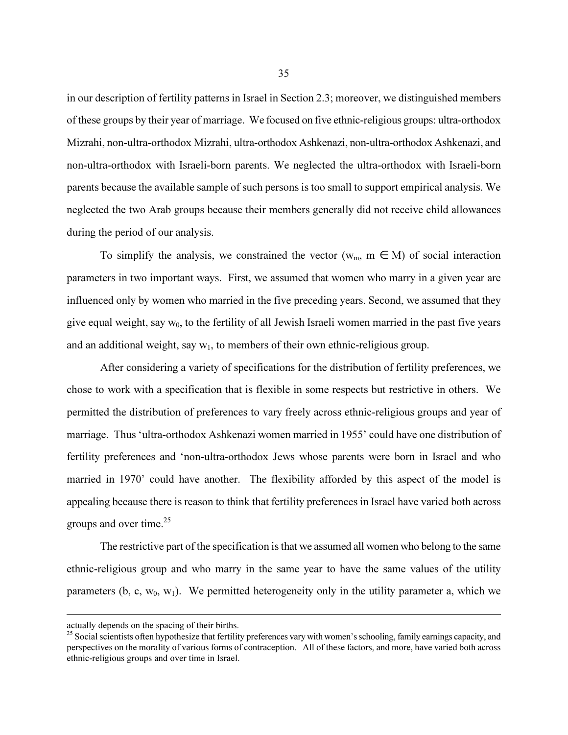in our description of fertility patterns in Israel in Section 2.3; moreover, we distinguished members of these groups by their year of marriage. We focused on five ethnic-religious groups: ultra-orthodox Mizrahi, non-ultra-orthodox Mizrahi, ultra-orthodox Ashkenazi, non-ultra-orthodox Ashkenazi, and non-ultra-orthodox with Israeli-born parents. We neglected the ultra-orthodox with Israeli-born parents because the available sample of such persons is too small to support empirical analysis. We neglected the two Arab groups because their members generally did not receive child allowances during the period of our analysis.

To simplify the analysis, we constrained the vector ($w_m$, $m \in M$) of social interaction parameters in two important ways. First, we assumed that women who marry in a given year are influenced only by women who married in the five preceding years. Second, we assumed that they give equal weight, say $w_0$, to the fertility of all Jewish Israeli women married in the past five years and an additional weight, say $w_1$, to members of their own ethnic-religious group.

After considering a variety of specifications for the distribution of fertility preferences, we chose to work with a specification that is flexible in some respects but restrictive in others. We permitted the distribution of preferences to vary freely across ethnic-religious groups and year of marriage. Thus 'ultra-orthodox Ashkenazi women married in 1955' could have one distribution of fertility preferences and 'non-ultra-orthodox Jews whose parents were born in Israel and who married in 1970' could have another. The flexibility afforded by this aspect of the model is appealing because there is reason to think that fertility preferences in Israel have varied both across groups and over time.[25]

The restrictive part of the specification is that we assumed all women who belong to the same ethnic-religious group and who marry in the same year to have the same values of the utility parameters (b, c, $w_0$, $w_1$). We permitted heterogeneity only in the utility parameter a, which we

---

actually depends on the spacing of their births.

[25] Social scientists often hypothesize that fertility preferences vary with women's schooling, family earnings capacity, and perspectives on the morality of various forms of contraception. All of these factors, and more, have varied both across ethnic-religious groups and over time in Israel.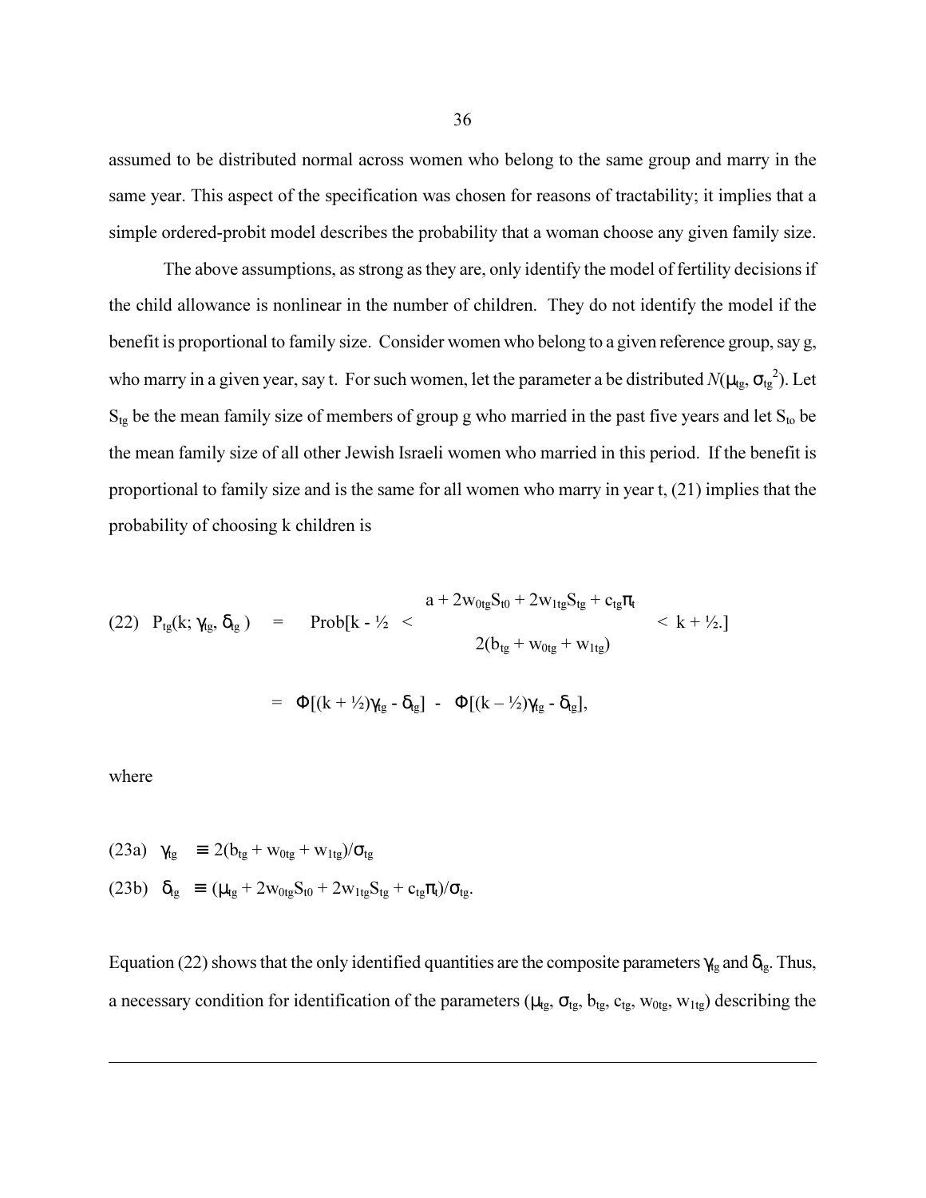assumed to be distributed normal across women who belong to the same group and marry in the same year. This aspect of the specification was chosen for reasons of tractability; it implies that a simple ordered-probit model describes the probability that a woman choose any given family size.

The above assumptions, as strong as they are, only identify the model of fertility decisions if the child allowance is nonlinear in the number of children. They do not identify the model if the benefit is proportional to family size. Consider women who belong to a given reference group, say g, who marry in a given year, say t. For such women, let the parameter a be distributed $N(\mu_{tg}, \sigma_{tg}^2)$. Let $S_{tg}$ be the mean family size of members of group g who married in the past five years and let $S_{to}$ be the mean family size of all other Jewish Israeli women who married in this period. If the benefit is proportional to family size and is the same for all women who marry in year t, (21) implies that the probability of choosing k children is

$$\text{(22)} \quad P_{tg}(k; \gamma_{tg}, \delta_{tg}) \quad = \quad \text{Prob}\left[k - \tfrac{1}{2} \; < \; \frac{a + 2w_{0tg}S_{t0} + 2w_{1tg}S_{tg} + c_{tg}\pi_t}{2(b_{tg} + w_{0tg} + w_{1tg})} \; < \; k + \tfrac{1}{2}.\right]$$

$$= \; \Phi[(k + \tfrac{1}{2})\gamma_{tg} - \delta_{tg}] \; - \; \Phi[(k - \tfrac{1}{2})\gamma_{tg} - \delta_{tg}],$$

where

$$\text{(23a)} \quad \gamma_{tg} \;\; \equiv 2(b_{tg} + w_{0tg} + w_{1tg})/\sigma_{tg}$$

$$\text{(23b)} \quad \delta_{tg} \;\; \equiv (\mu_{tg} + 2w_{0tg}S_{t0} + 2w_{1tg}S_{tg} + c_{tg}\pi_t)/\sigma_{tg}.$$

Equation (22) shows that the only identified quantities are the composite parameters $\gamma_{tg}$ and $\delta_{tg}$. Thus, a necessary condition for identification of the parameters ($\mu_{tg}$, $\sigma_{tg}$, $b_{tg}$, $c_{tg}$, $w_{0tg}$, $w_{1tg}$) describing the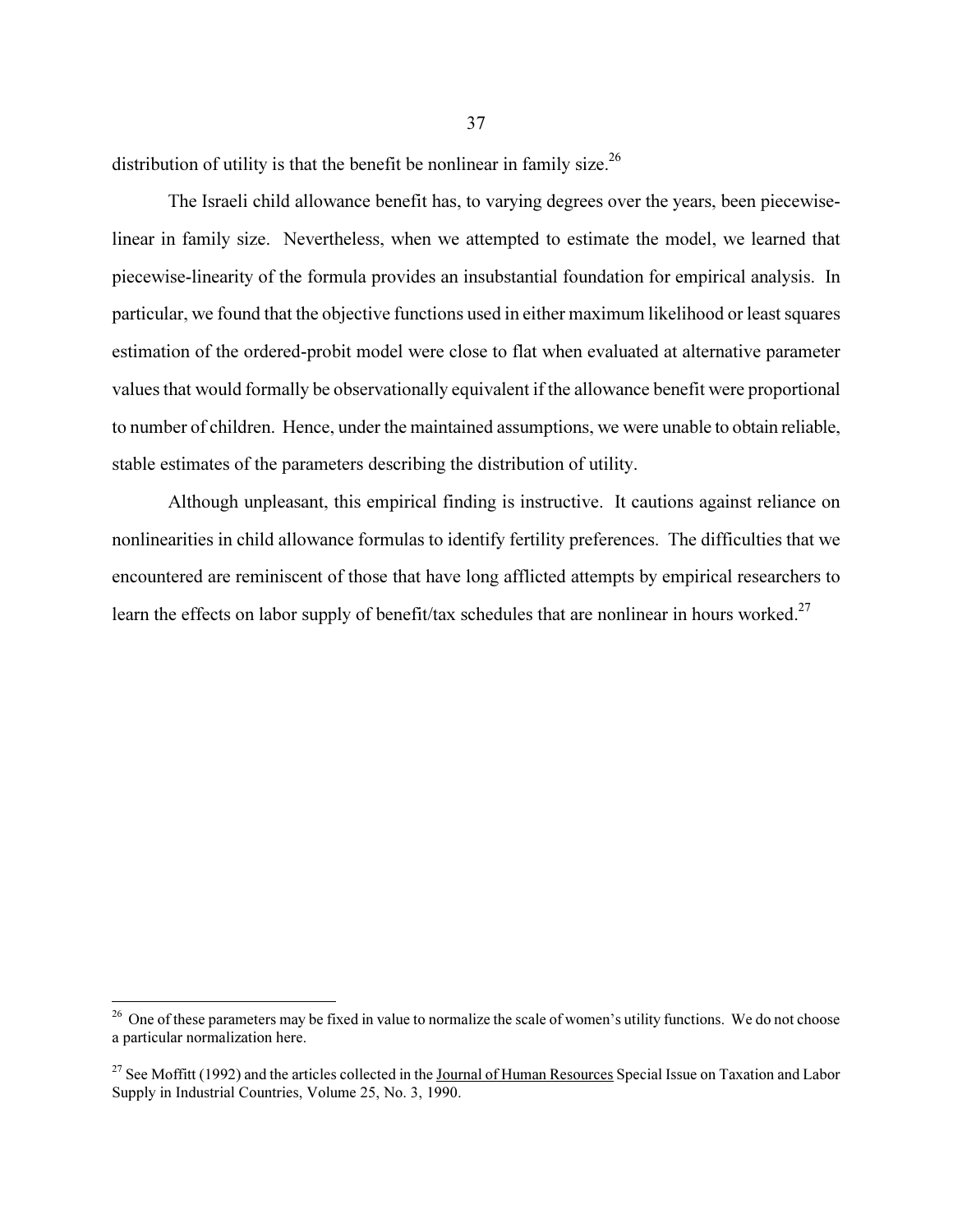distribution of utility is that the benefit be nonlinear in family size.[26]

The Israeli child allowance benefit has, to varying degrees over the years, been piecewise-linear in family size. Nevertheless, when we attempted to estimate the model, we learned that piecewise-linearity of the formula provides an insubstantial foundation for empirical analysis. In particular, we found that the objective functions used in either maximum likelihood or least squares estimation of the ordered-probit model were close to flat when evaluated at alternative parameter values that would formally be observationally equivalent if the allowance benefit were proportional to number of children. Hence, under the maintained assumptions, we were unable to obtain reliable, stable estimates of the parameters describing the distribution of utility.

Although unpleasant, this empirical finding is instructive. It cautions against reliance on nonlinearities in child allowance formulas to identify fertility preferences. The difficulties that we encountered are reminiscent of those that have long afflicted attempts by empirical researchers to learn the effects on labor supply of benefit/tax schedules that are nonlinear in hours worked.[27]

---

[26] One of these parameters may be fixed in value to normalize the scale of women's utility functions. We do not choose a particular normalization here.

[27] See Moffitt (1992) and the articles collected in the Journal of Human Resources Special Issue on Taxation and Labor Supply in Industrial Countries, Volume 25, No. 3, 1990.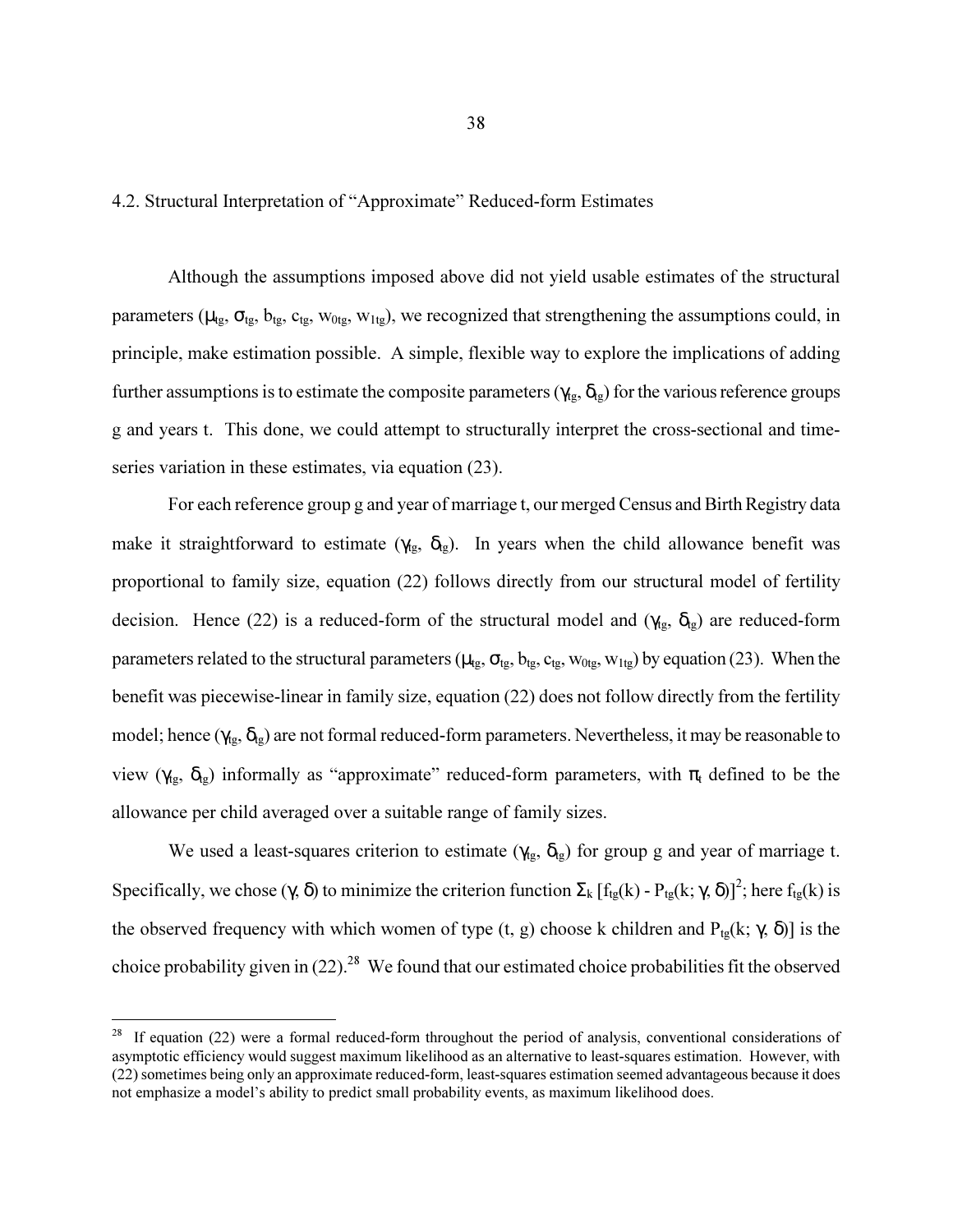## 4.2. Structural Interpretation of "Approximate" Reduced-form Estimates

Although the assumptions imposed above did not yield usable estimates of the structural parameters ($\mu_{tg}$, $\sigma_{tg}$, $b_{tg}$, $c_{tg}$, $w_{0tg}$, $w_{1tg}$), we recognized that strengthening the assumptions could, in principle, make estimation possible. A simple, flexible way to explore the implications of adding further assumptions is to estimate the composite parameters ($\gamma_{tg}$, $\delta_{tg}$) for the various reference groups g and years t. This done, we could attempt to structurally interpret the cross-sectional and time-series variation in these estimates, via equation (23).

For each reference group g and year of marriage t, our merged Census and Birth Registry data make it straightforward to estimate ($\gamma_{tg}$, $\delta_{tg}$). In years when the child allowance benefit was proportional to family size, equation (22) follows directly from our structural model of fertility decision. Hence (22) is a reduced-form of the structural model and ($\gamma_{tg}$, $\delta_{tg}$) are reduced-form parameters related to the structural parameters ($\mu_{tg}$, $\sigma_{tg}$, $b_{tg}$, $c_{tg}$, $w_{0tg}$, $w_{1tg}$) by equation (23). When the benefit was piecewise-linear in family size, equation (22) does not follow directly from the fertility model; hence ($\gamma_{tg}$, $\delta_{tg}$) are not formal reduced-form parameters. Nevertheless, it may be reasonable to view ($\gamma_{tg}$, $\delta_{tg}$) informally as "approximate" reduced-form parameters, with $\pi_t$ defined to be the allowance per child averaged over a suitable range of family sizes.

We used a least-squares criterion to estimate ($\gamma_{tg}$, $\delta_{tg}$) for group g and year of marriage t. Specifically, we chose ($\gamma$, $\delta$) to minimize the criterion function $\Sigma_k [f_{tg}(k) - P_{tg}(k; \gamma, \delta)]^2$; here $f_{tg}(k)$ is the observed frequency with which women of type (t, g) choose k children and $P_{tg}(k; \gamma, \delta)$] is the choice probability given in (22).[28] We found that our estimated choice probabilities fit the observed

[28] If equation (22) were a formal reduced-form throughout the period of analysis, conventional considerations of asymptotic efficiency would suggest maximum likelihood as an alternative to least-squares estimation. However, with (22) sometimes being only an approximate reduced-form, least-squares estimation seemed advantageous because it does not emphasize a model's ability to predict small probability events, as maximum likelihood does.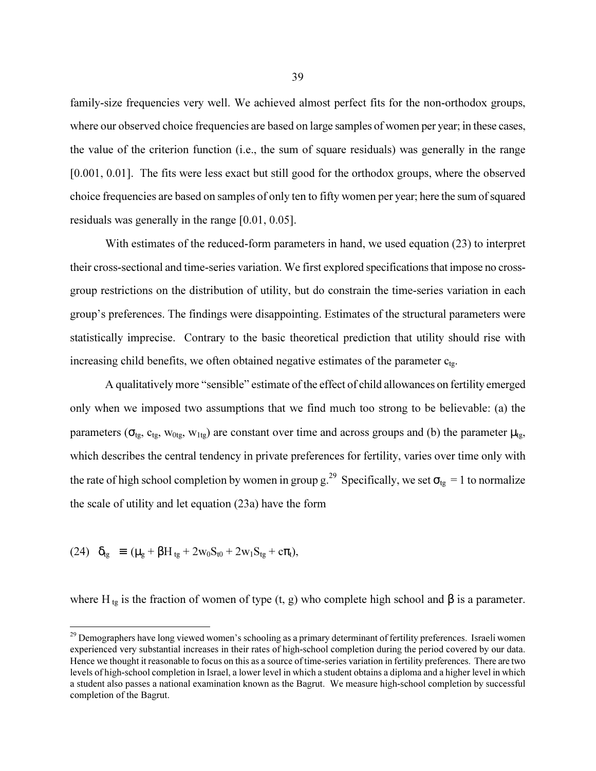family-size frequencies very well. We achieved almost perfect fits for the non-orthodox groups, where our observed choice frequencies are based on large samples of women per year; in these cases, the value of the criterion function (i.e., the sum of square residuals) was generally in the range [0.001, 0.01]. The fits were less exact but still good for the orthodox groups, where the observed choice frequencies are based on samples of only ten to fifty women per year; here the sum of squared residuals was generally in the range [0.01, 0.05].

With estimates of the reduced-form parameters in hand, we used equation (23) to interpret their cross-sectional and time-series variation. We first explored specifications that impose no cross-group restrictions on the distribution of utility, but do constrain the time-series variation in each group's preferences. The findings were disappointing. Estimates of the structural parameters were statistically imprecise. Contrary to the basic theoretical prediction that utility should rise with increasing child benefits, we often obtained negative estimates of the parameter $c_{tg}$.

A qualitatively more "sensible" estimate of the effect of child allowances on fertility emerged only when we imposed two assumptions that we find much too strong to be believable: (a) the parameters ($\sigma_{tg}$, $c_{tg}$, $w_{0tg}$, $w_{1tg}$) are constant over time and across groups and (b) the parameter $\mu_{tg}$, which describes the central tendency in private preferences for fertility, varies over time only with the rate of high school completion by women in group g.[29] Specifically, we set $\sigma_{tg} = 1$ to normalize the scale of utility and let equation (23a) have the form

$$(24) \quad \delta_{tg} \equiv (\mu_g + \beta H_{tg} + 2w_0 S_{t0} + 2w_1 S_{tg} + c\pi_t),$$

where $H_{tg}$ is the fraction of women of type (t, g) who complete high school and $\beta$ is a parameter.

[29] Demographers have long viewed women's schooling as a primary determinant of fertility preferences. Israeli women experienced very substantial increases in their rates of high-school completion during the period covered by our data. Hence we thought it reasonable to focus on this as a source of time-series variation in fertility preferences. There are two levels of high-school completion in Israel, a lower level in which a student obtains a diploma and a higher level in which a student also passes a national examination known as the Bagrut. We measure high-school completion by successful completion of the Bagrut.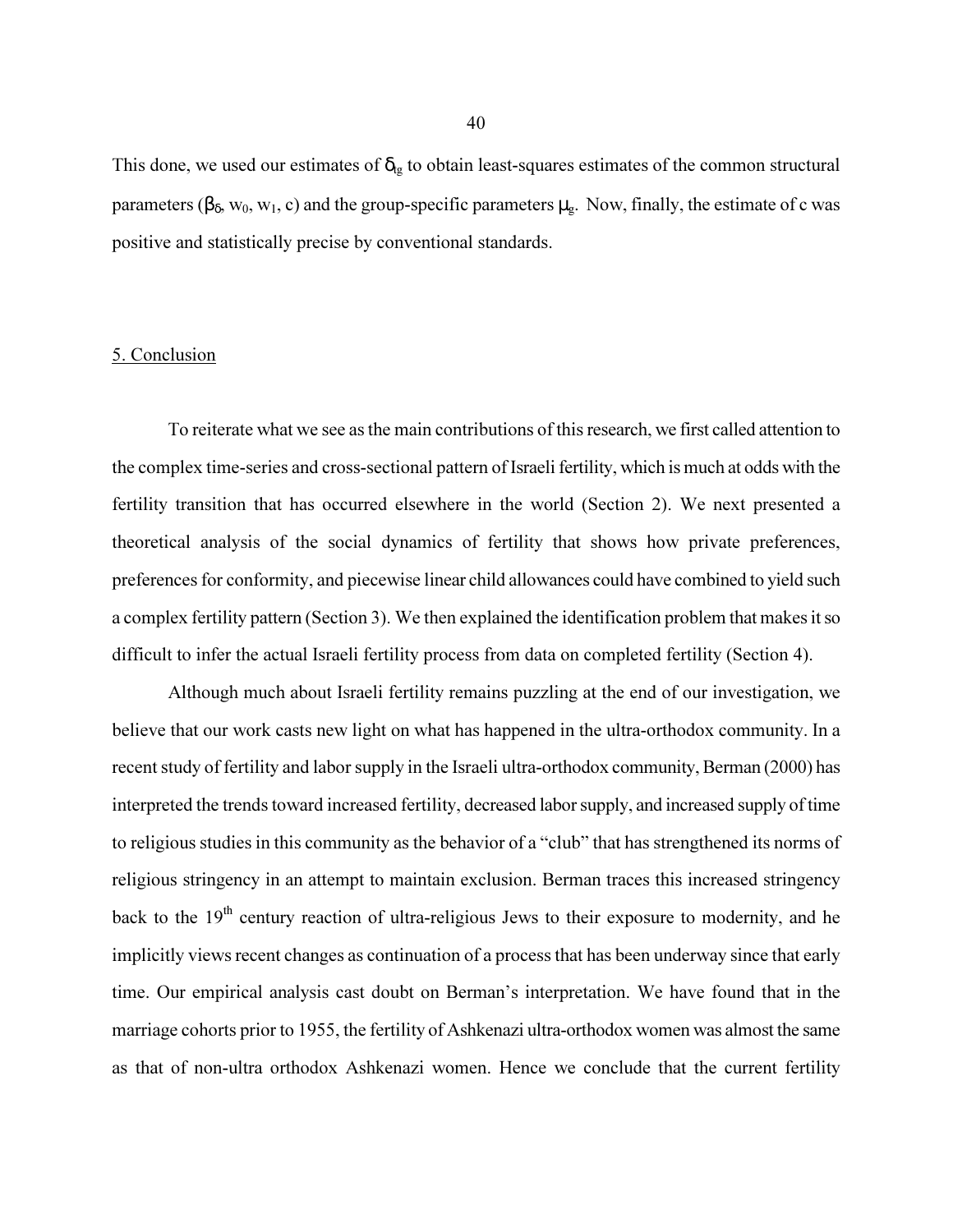This done, we used our estimates of $\delta_{g}$ to obtain least-squares estimates of the common structural parameters ($\beta_{\delta}$, $w_0$, $w_1$, c) and the group-specific parameters $\mu_g$. Now, finally, the estimate of c was positive and statistically precise by conventional standards.

## 5. Conclusion

To reiterate what we see as the main contributions of this research, we first called attention to the complex time-series and cross-sectional pattern of Israeli fertility, which is much at odds with the fertility transition that has occurred elsewhere in the world (Section 2). We next presented a theoretical analysis of the social dynamics of fertility that shows how private preferences, preferences for conformity, and piecewise linear child allowances could have combined to yield such a complex fertility pattern (Section 3). We then explained the identification problem that makes it so difficult to infer the actual Israeli fertility process from data on completed fertility (Section 4).

Although much about Israeli fertility remains puzzling at the end of our investigation, we believe that our work casts new light on what has happened in the ultra-orthodox community. In a recent study of fertility and labor supply in the Israeli ultra-orthodox community, Berman (2000) has interpreted the trends toward increased fertility, decreased labor supply, and increased supply of time to religious studies in this community as the behavior of a "club" that has strengthened its norms of religious stringency in an attempt to maintain exclusion. Berman traces this increased stringency back to the 19th century reaction of ultra-religious Jews to their exposure to modernity, and he implicitly views recent changes as continuation of a process that has been underway since that early time. Our empirical analysis cast doubt on Berman's interpretation. We have found that in the marriage cohorts prior to 1955, the fertility of Ashkenazi ultra-orthodox women was almost the same as that of non-ultra orthodox Ashkenazi women. Hence we conclude that the current fertility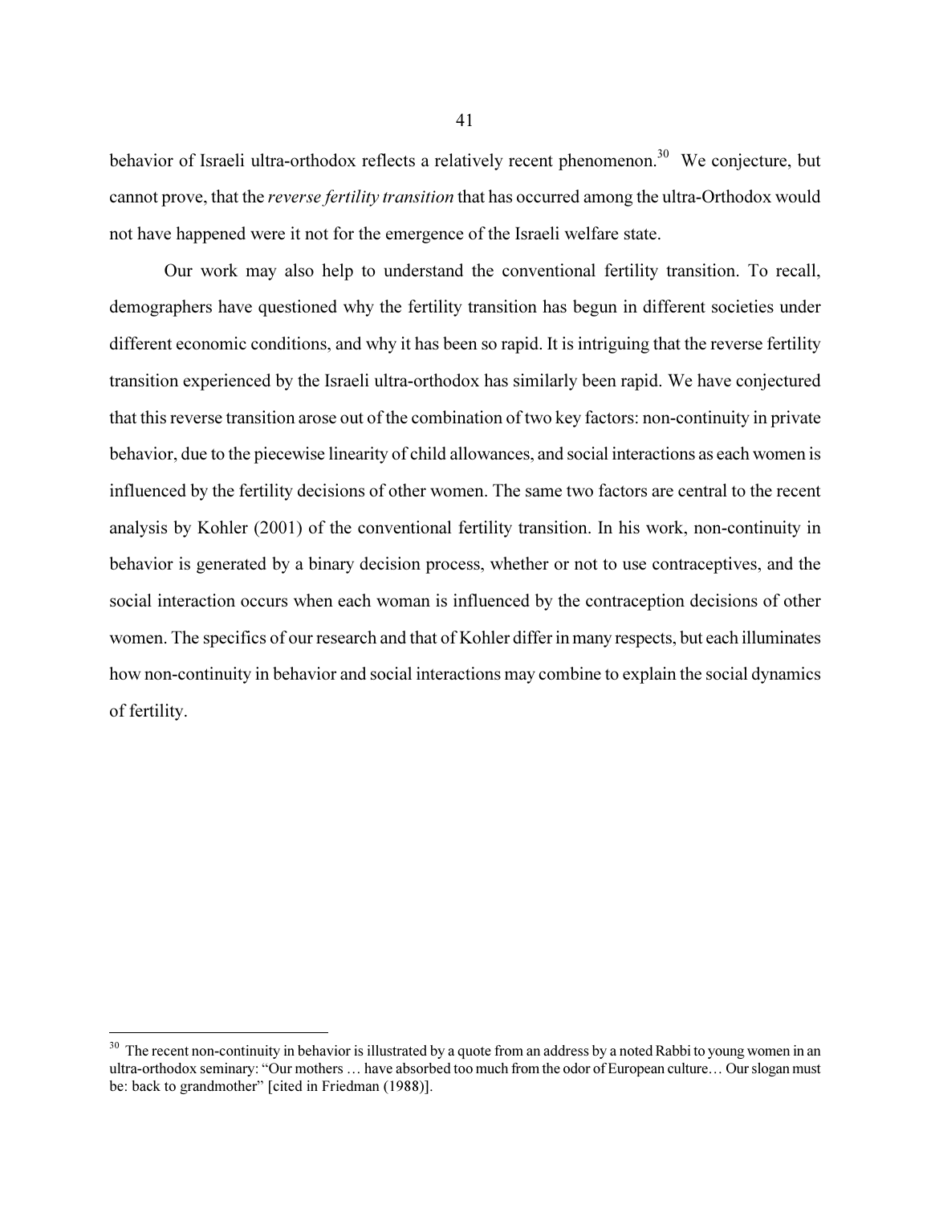behavior of Israeli ultra-orthodox reflects a relatively recent phenomenon.[30] We conjecture, but cannot prove, that the *reverse fertility transition* that has occurred among the ultra-Orthodox would not have happened were it not for the emergence of the Israeli welfare state.

Our work may also help to understand the conventional fertility transition. To recall, demographers have questioned why the fertility transition has begun in different societies under different economic conditions, and why it has been so rapid. It is intriguing that the reverse fertility transition experienced by the Israeli ultra-orthodox has similarly been rapid. We have conjectured that this reverse transition arose out of the combination of two key factors: non-continuity in private behavior, due to the piecewise linearity of child allowances, and social interactions as each women is influenced by the fertility decisions of other women. The same two factors are central to the recent analysis by Kohler (2001) of the conventional fertility transition. In his work, non-continuity in behavior is generated by a binary decision process, whether or not to use contraceptives, and the social interaction occurs when each woman is influenced by the contraception decisions of other women. The specifics of our research and that of Kohler differ in many respects, but each illuminates how non-continuity in behavior and social interactions may combine to explain the social dynamics of fertility.

---

[30] The recent non-continuity in behavior is illustrated by a quote from an address by a noted Rabbi to young women in an ultra-orthodox seminary: "Our mothers … have absorbed too much from the odor of European culture… Our slogan must be: back to grandmother" [cited in Friedman (1988)].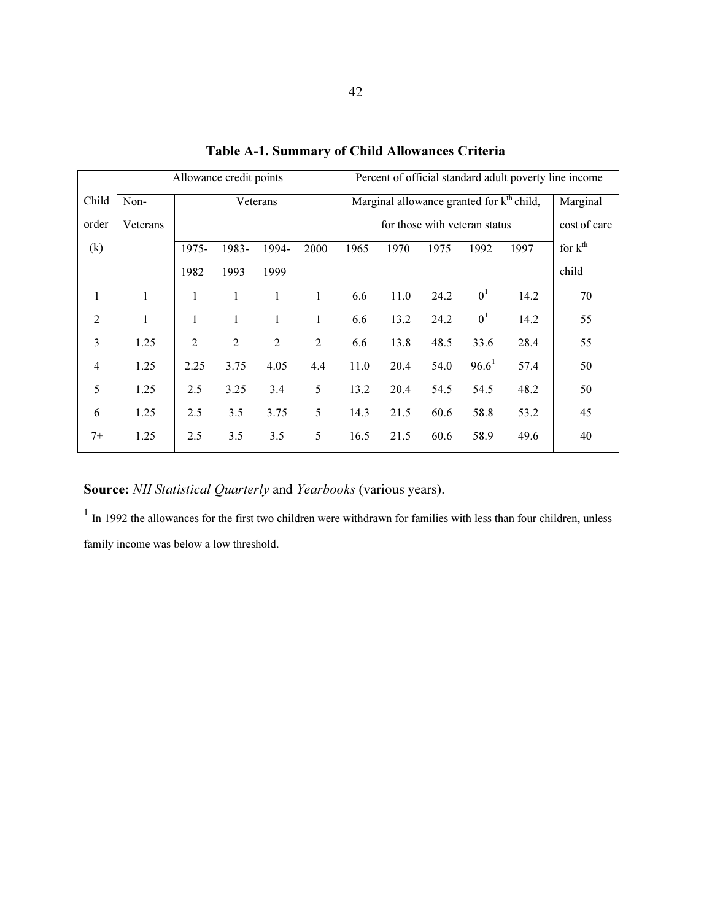**Table A-1. Summary of Child Allowances Criteria**

| | Allowance credit points | | | | | Percent of official standard adult poverty line income | | | | | |
|---|---|---|---|---|---|---|---|---|---|---|---|
| Child order (k) | Non-Veterans | Veterans | | | | Marginal allowance granted for $k^{th}$ child, for those with veteran status | | | | | Marginal cost of care for $k^{th}$ child |
| | | 1975-1982 | 1983-1993 | 1994-1999 | 2000 | 1965 | 1970 | 1975 | 1992 | 1997 | |
| 1 | 1 | 1 | 1 | 1 | 1 | 6.6 | 11.0 | 24.2 | 0[1] | 14.2 | 70 |
| 2 | 1 | 1 | 1 | 1 | 1 | 6.6 | 13.2 | 24.2 | 0[1] | 14.2 | 55 |
| 3 | 1.25 | 2 | 2 | 2 | 2 | 6.6 | 13.8 | 48.5 | 33.6 | 28.4 | 55 |
| 4 | 1.25 | 2.25 | 3.75 | 4.05 | 4.4 | 11.0 | 20.4 | 54.0 | 96.6[1] | 57.4 | 50 |
| 5 | 1.25 | 2.5 | 3.25 | 3.4 | 5 | 13.2 | 20.4 | 54.5 | 54.5 | 48.2 | 50 |
| 6 | 1.25 | 2.5 | 3.5 | 3.75 | 5 | 14.3 | 21.5 | 60.6 | 58.8 | 53.2 | 45 |
| 7+ | 1.25 | 2.5 | 3.5 | 3.5 | 5 | 16.5 | 21.5 | 60.6 | 58.9 | 49.6 | 40 |

**Source:** *NII Statistical Quarterly* and *Yearbooks* (various years).

[1] In 1992 the allowances for the first two children were withdrawn for families with less than four children, unless family income was below a low threshold.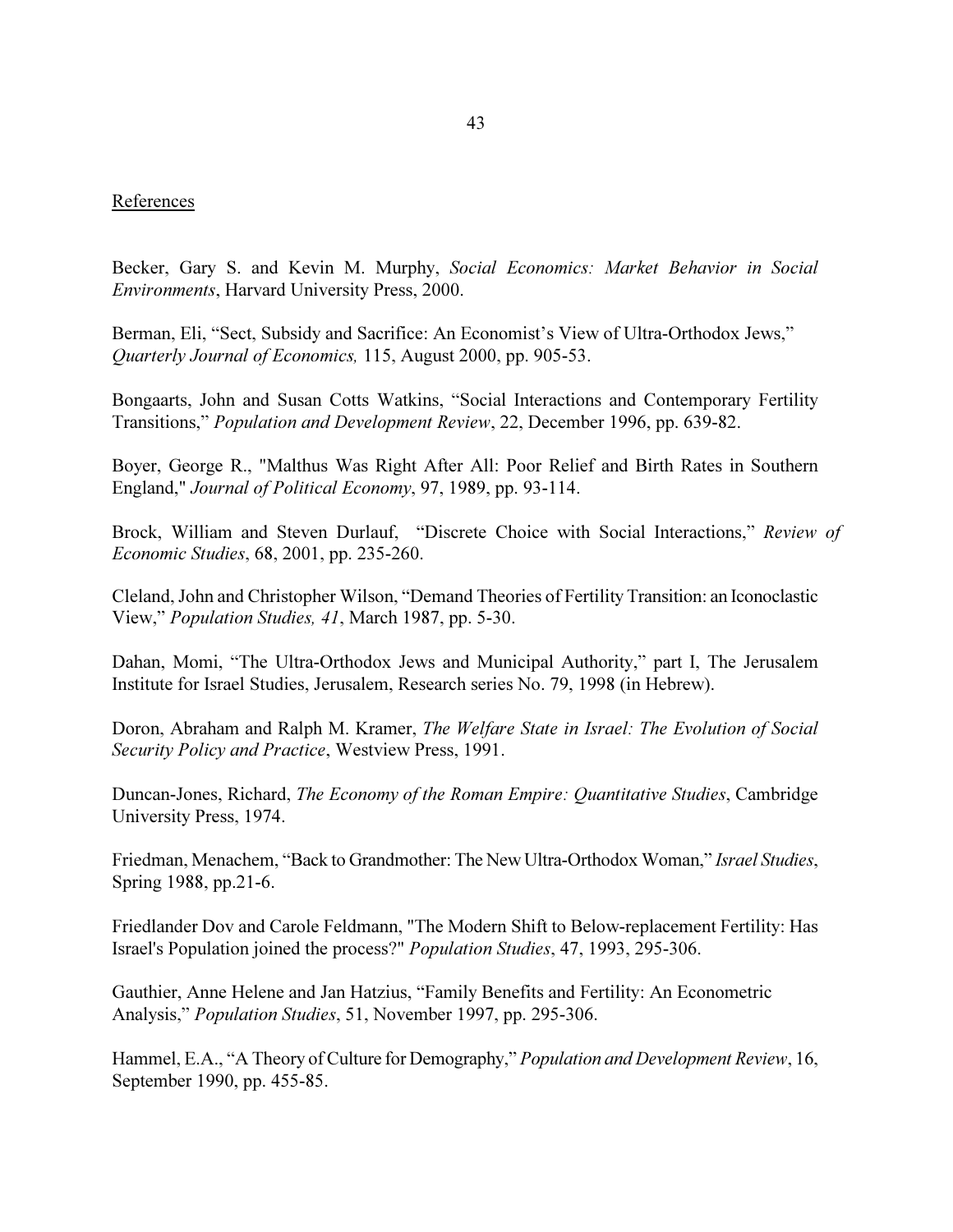References

Becker, Gary S. and Kevin M. Murphy, *Social Economics: Market Behavior in Social Environments*, Harvard University Press, 2000.

Berman, Eli, "Sect, Subsidy and Sacrifice: An Economist's View of Ultra-Orthodox Jews," *Quarterly Journal of Economics,* 115, August 2000, pp. 905-53.

Bongaarts, John and Susan Cotts Watkins, "Social Interactions and Contemporary Fertility Transitions," *Population and Development Review*, 22, December 1996, pp. 639-82.

Boyer, George R., "Malthus Was Right After All: Poor Relief and Birth Rates in Southern England," *Journal of Political Economy*, 97, 1989, pp. 93-114.

Brock, William and Steven Durlauf, "Discrete Choice with Social Interactions," *Review of Economic Studies*, 68, 2001, pp. 235-260.

Cleland, John and Christopher Wilson, "Demand Theories of Fertility Transition: an Iconoclastic View," *Population Studies, 41*, March 1987, pp. 5-30.

Dahan, Momi, "The Ultra-Orthodox Jews and Municipal Authority," part I, The Jerusalem Institute for Israel Studies, Jerusalem, Research series No. 79, 1998 (in Hebrew).

Doron, Abraham and Ralph M. Kramer, *The Welfare State in Israel: The Evolution of Social Security Policy and Practice*, Westview Press, 1991.

Duncan-Jones, Richard, *The Economy of the Roman Empire: Quantitative Studies*, Cambridge University Press, 1974.

Friedman, Menachem, "Back to Grandmother: The New Ultra-Orthodox Woman," *Israel Studies*, Spring 1988, pp.21-6.

Friedlander Dov and Carole Feldmann, "The Modern Shift to Below-replacement Fertility: Has Israel's Population joined the process?" *Population Studies*, 47, 1993, 295-306.

Gauthier, Anne Helene and Jan Hatzius, "Family Benefits and Fertility: An Econometric Analysis," *Population Studies*, 51, November 1997, pp. 295-306.

Hammel, E.A., "A Theory of Culture for Demography," *Population and Development Review*, 16, September 1990, pp. 455-85.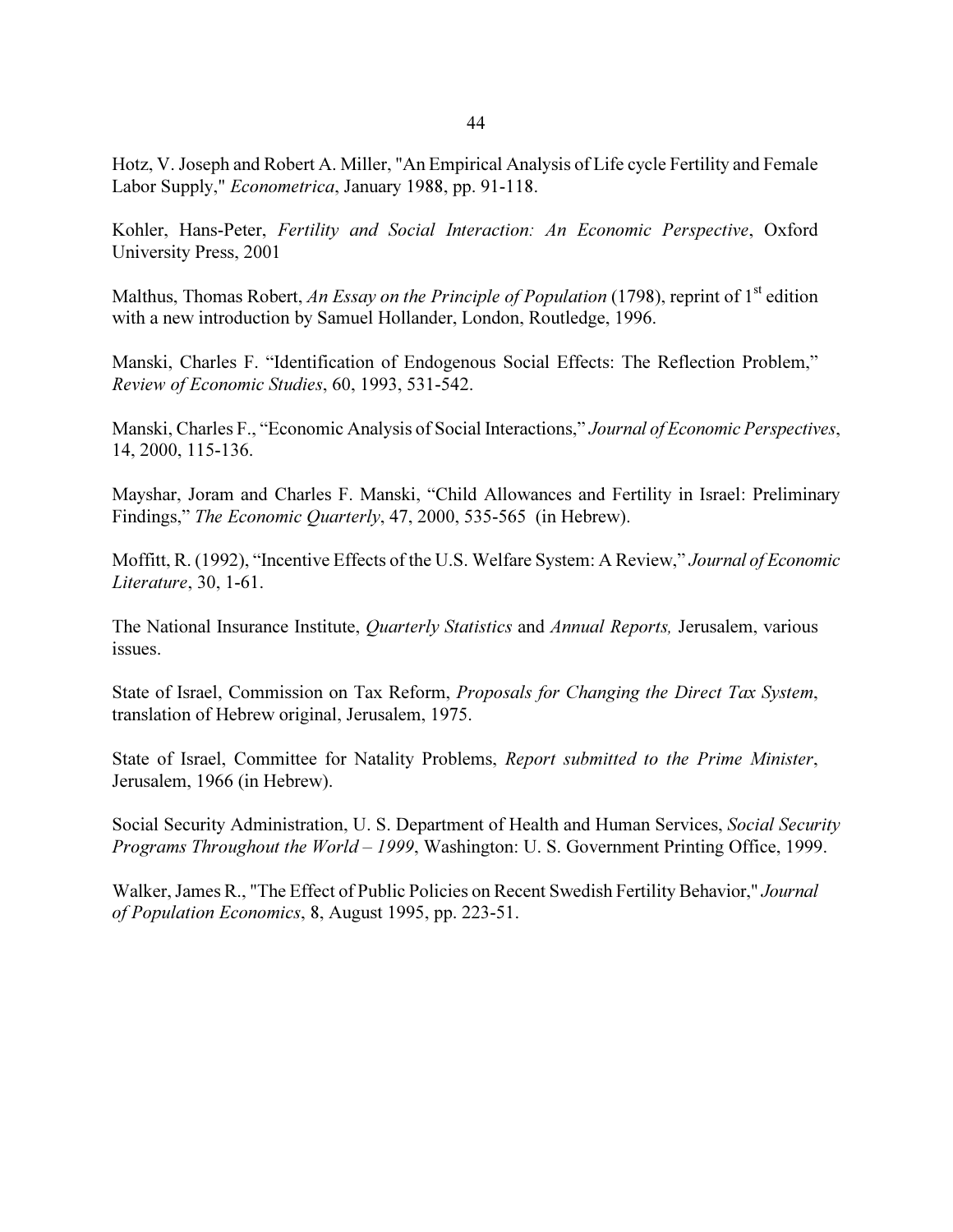Hotz, V. Joseph and Robert A. Miller, "An Empirical Analysis of Life cycle Fertility and Female Labor Supply," *Econometrica*, January 1988, pp. 91-118.

Kohler, Hans-Peter, *Fertility and Social Interaction: An Economic Perspective*, Oxford University Press, 2001

Malthus, Thomas Robert, *An Essay on the Principle of Population* (1798), reprint of 1st edition with a new introduction by Samuel Hollander, London, Routledge, 1996.

Manski, Charles F. "Identification of Endogenous Social Effects: The Reflection Problem," *Review of Economic Studies*, 60, 1993, 531-542.

Manski, Charles F., "Economic Analysis of Social Interactions," *Journal of Economic Perspectives*, 14, 2000, 115-136.

Mayshar, Joram and Charles F. Manski, "Child Allowances and Fertility in Israel: Preliminary Findings," *The Economic Quarterly*, 47, 2000, 535-565 (in Hebrew).

Moffitt, R. (1992), "Incentive Effects of the U.S. Welfare System: A Review," *Journal of Economic Literature*, 30, 1-61.

The National Insurance Institute, *Quarterly Statistics* and *Annual Reports,* Jerusalem, various issues.

State of Israel, Commission on Tax Reform, *Proposals for Changing the Direct Tax System*, translation of Hebrew original, Jerusalem, 1975.

State of Israel, Committee for Natality Problems, *Report submitted to the Prime Minister*, Jerusalem, 1966 (in Hebrew).

Social Security Administration, U. S. Department of Health and Human Services, *Social Security Programs Throughout the World – 1999*, Washington: U. S. Government Printing Office, 1999.

Walker, James R., "The Effect of Public Policies on Recent Swedish Fertility Behavior," *Journal of Population Economics*, 8, August 1995, pp. 223-51.